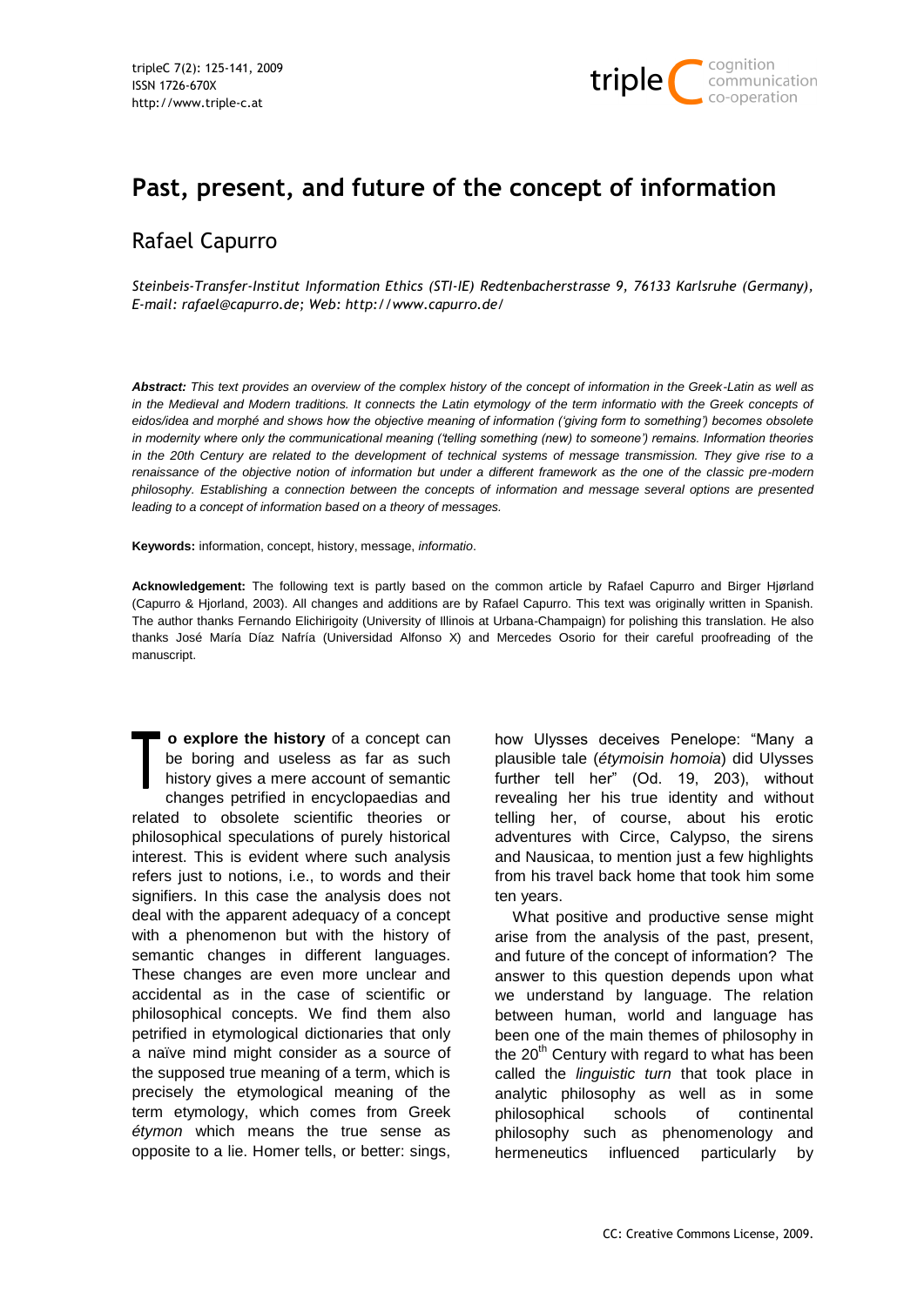# Past, present, and future of the concept of information

## Rafael Capurro

*Steinbeis-Transfer-Institut Information Ethics (STI-IE) Redtenbacherstrasse 9, 76133 Karlsruhe (Germany), E-mail: rafael@capurro.de; Web: http://www.capurro.de/*

***Abstract:** This text provides an overview of the complex history of the concept of information in the Greek-Latin as well as in the Medieval and Modern traditions. It connects the Latin etymology of the term informatio with the Greek concepts of eidos/idea and morphé and shows how the objective meaning of information ('giving form to something') becomes obsolete in modernity where only the communicational meaning ('telling something (new) to someone') remains. Information theories in the 20th Century are related to the development of technical systems of message transmission. They give rise to a renaissance of the objective notion of information but under a different framework as the one of the classic pre-modern philosophy. Establishing a connection between the concepts of information and message several options are presented leading to a concept of information based on a theory of messages.*

**Keywords:** information, concept, history, message, *informatio*.

**Acknowledgement:** The following text is partly based on the common article by Rafael Capurro and Birger Hjørland (Capurro & Hjorland, 2003). All changes and additions are by Rafael Capurro. This text was originally written in Spanish. The author thanks Fernando Elichirigoity (University of Illinois at Urbana-Champaign) for polishing this translation. He also thanks José María Díaz Nafría (Universidad Alfonso X) and Mercedes Osorio for their careful proofreading of the manuscript.

**To explore the history** of a concept can be boring and useless as far as such history gives a mere account of semantic changes petrified in encyclopaedias and related to obsolete scientific theories or philosophical speculations of purely historical interest. This is evident where such analysis refers just to notions, i.e., to words and their signifiers. In this case the analysis does not deal with the apparent adequacy of a concept with a phenomenon but with the history of semantic changes in different languages. These changes are even more unclear and accidental as in the case of scientific or philosophical concepts. We find them also petrified in etymological dictionaries that only a naïve mind might consider as a source of the supposed true meaning of a term, which is precisely the etymological meaning of the term etymology, which comes from Greek *étymon* which means the true sense as opposite to a lie. Homer tells, or better: sings, how Ulysses deceives Penelope: "Many a plausible tale (*étymoisin homoia*) did Ulysses further tell her" (Od. 19, 203), without revealing her his true identity and without telling her, of course, about his erotic adventures with Circe, Calypso, the sirens and Nausicaa, to mention just a few highlights from his travel back home that took him some ten years.

What positive and productive sense might arise from the analysis of the past, present, and future of the concept of information? The answer to this question depends upon what we understand by language. The relation between human, world and language has been one of the main themes of philosophy in the 20th Century with regard to what has been called the *linguistic turn* that took place in analytic philosophy as well as in some philosophical schools of continental philosophy such as phenomenology and hermeneutics influenced particularly by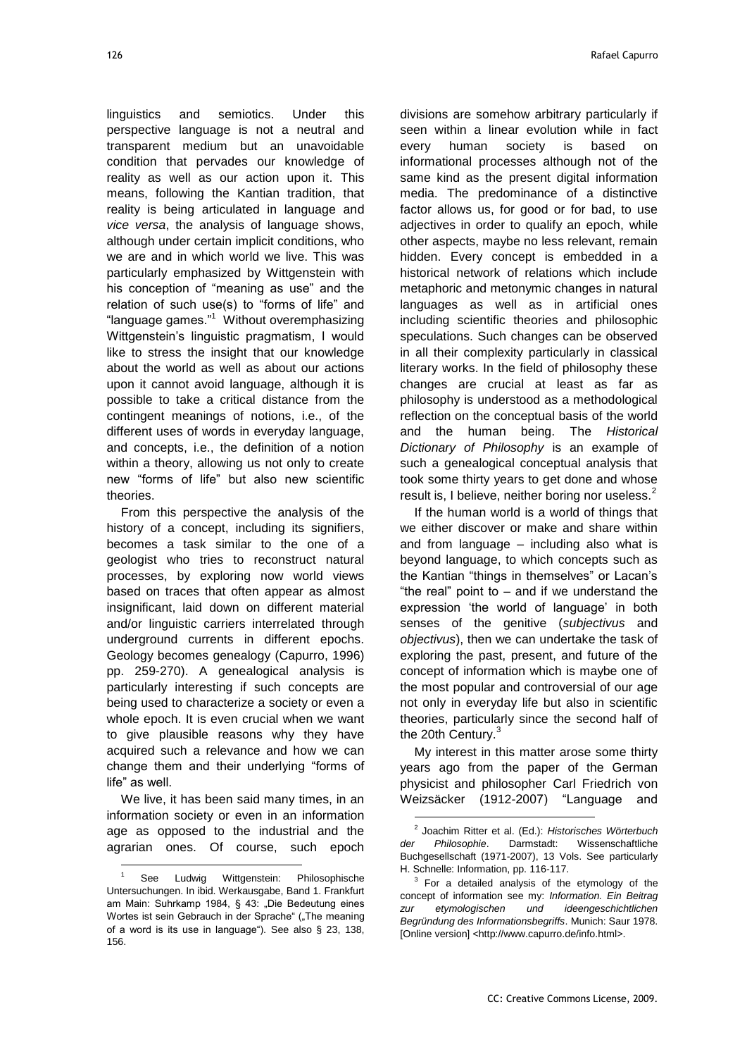linguistics and semiotics. Under this perspective language is not a neutral and transparent medium but an unavoidable condition that pervades our knowledge of reality as well as our action upon it. This means, following the Kantian tradition, that reality is being articulated in language and *vice versa*, the analysis of language shows, although under certain implicit conditions, who we are and in which world we live. This was particularly emphasized by Wittgenstein with his conception of "meaning as use" and the relation of such use(s) to "forms of life" and "language games."[1] Without overemphasizing Wittgenstein's linguistic pragmatism, I would like to stress the insight that our knowledge about the world as well as about our actions upon it cannot avoid language, although it is possible to take a critical distance from the contingent meanings of notions, i.e., of the different uses of words in everyday language, and concepts, i.e., the definition of a notion within a theory, allowing us not only to create new "forms of life" but also new scientific theories.

From this perspective the analysis of the history of a concept, including its signifiers, becomes a task similar to the one of a geologist who tries to reconstruct natural processes, by exploring now world views based on traces that often appear as almost insignificant, laid down on different material and/or linguistic carriers interrelated through underground currents in different epochs. Geology becomes genealogy (Capurro, 1996) pp. 259-270). A genealogical analysis is particularly interesting if such concepts are being used to characterize a society or even a whole epoch. It is even crucial when we want to give plausible reasons why they have acquired such a relevance and how we can change them and their underlying "forms of life" as well.

We live, it has been said many times, in an information society or even in an information age as opposed to the industrial and the agrarian ones. Of course, such epoch divisions are somehow arbitrary particularly if seen within a linear evolution while in fact every human society is based on informational processes although not of the same kind as the present digital information media. The predominance of a distinctive factor allows us, for good or for bad, to use adjectives in order to qualify an epoch, while other aspects, maybe no less relevant, remain hidden. Every concept is embedded in a historical network of relations which include metaphoric and metonymic changes in natural languages as well as in artificial ones including scientific theories and philosophic speculations. Such changes can be observed in all their complexity particularly in classical literary works. In the field of philosophy these changes are crucial at least as far as philosophy is understood as a methodological reflection on the conceptual basis of the world and the human being. The *Historical Dictionary of Philosophy* is an example of such a genealogical conceptual analysis that took some thirty years to get done and whose result is, I believe, neither boring nor useless.[2]

If the human world is a world of things that we either discover or make and share within and from language – including also what is beyond language, to which concepts such as the Kantian "things in themselves" or Lacan's "the real" point to – and if we understand the expression 'the world of language' in both senses of the genitive (*subjectivus* and *objectivus*), then we can undertake the task of exploring the past, present, and future of the concept of information which is maybe one of the most popular and controversial of our age not only in everyday life but also in scientific theories, particularly since the second half of the 20th Century.[3]

My interest in this matter arose some thirty years ago from the paper of the German physicist and philosopher Carl Friedrich von Weizsäcker (1912-2007) "Language and

---

[1] See Ludwig Wittgenstein: Philosophische Untersuchungen. In ibid. Werkausgabe, Band 1. Frankfurt am Main: Suhrkamp 1984, § 43: „Die Bedeutung eines Wortes ist sein Gebrauch in der Sprache" („The meaning of a word is its use in language"). See also § 23, 138, 156.

[2] Joachim Ritter et al. (Ed.): *Historisches Wörterbuch der Philosophie*. Darmstadt: Wissenschaftliche Buchgesellschaft (1971-2007), 13 Vols. See particularly H. Schnelle: Information, pp. 116-117.

[3] For a detailed analysis of the etymology of the concept of information see my: *Information. Ein Beitrag zur etymologischen und ideengeschichtlichen Begründung des Informationsbegriffs*. Munich: Saur 1978. [Online version] <http://www.capurro.de/info.html>.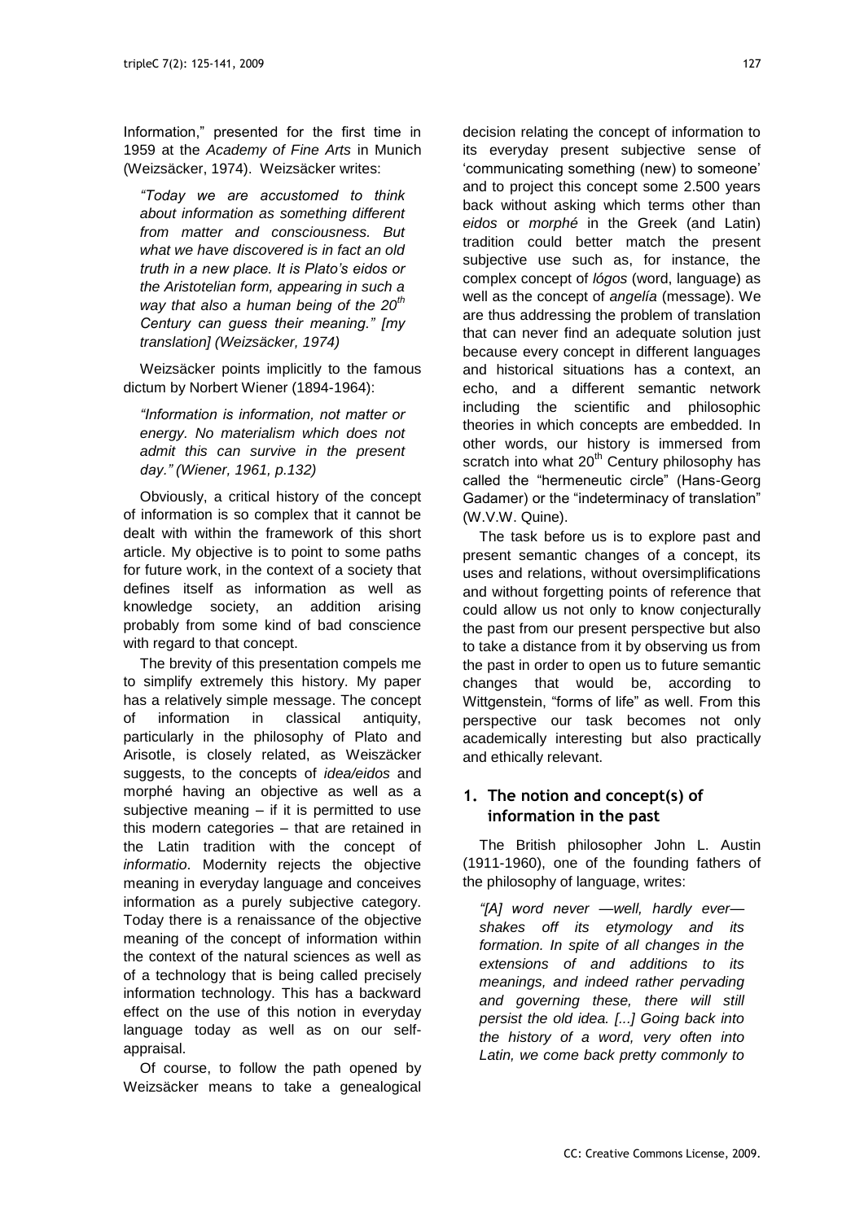Information," presented for the first time in 1959 at the *Academy of Fine Arts* in Munich (Weizsäcker, 1974). Weizsäcker writes:

> *"Today we are accustomed to think about information as something different from matter and consciousness. But what we have discovered is in fact an old truth in a new place. It is Plato's eidos or the Aristotelian form, appearing in such a way that also a human being of the 20th Century can guess their meaning." [my translation] (Weizsäcker, 1974)*

Weizsäcker points implicitly to the famous dictum by Norbert Wiener (1894-1964):

> *"Information is information, not matter or energy. No materialism which does not admit this can survive in the present day." (Wiener, 1961, p.132)*

Obviously, a critical history of the concept of information is so complex that it cannot be dealt with within the framework of this short article. My objective is to point to some paths for future work, in the context of a society that defines itself as information as well as knowledge society, an addition arising probably from some kind of bad conscience with regard to that concept.

The brevity of this presentation compels me to simplify extremely this history. My paper has a relatively simple message. The concept of information in classical antiquity, particularly in the philosophy of Plato and Arisotle, is closely related, as Weiszäcker suggests, to the concepts of *idea/eidos* and morphé having an objective as well as a subjective meaning – if it is permitted to use this modern categories – that are retained in the Latin tradition with the concept of *informatio*. Modernity rejects the objective meaning in everyday language and conceives information as a purely subjective category. Today there is a renaissance of the objective meaning of the concept of information within the context of the natural sciences as well as of a technology that is being called precisely information technology. This has a backward effect on the use of this notion in everyday language today as well as on our self-appraisal.

Of course, to follow the path opened by Weizsäcker means to take a genealogical decision relating the concept of information to its everyday present subjective sense of 'communicating something (new) to someone' and to project this concept some 2.500 years back without asking which terms other than *eidos* or *morphé* in the Greek (and Latin) tradition could better match the present subjective use such as, for instance, the complex concept of *lógos* (word, language) as well as the concept of *angelía* (message). We are thus addressing the problem of translation that can never find an adequate solution just because every concept in different languages and historical situations has a context, an echo, and a different semantic network including the scientific and philosophic theories in which concepts are embedded. In other words, our history is immersed from scratch into what 20th Century philosophy has called the "hermeneutic circle" (Hans-Georg Gadamer) or the "indeterminacy of translation" (W.V.W. Quine).

The task before us is to explore past and present semantic changes of a concept, its uses and relations, without oversimplifications and without forgetting points of reference that could allow us not only to know conjecturally the past from our present perspective but also to take a distance from it by observing us from the past in order to open us to future semantic changes that would be, according to Wittgenstein, "forms of life" as well. From this perspective our task becomes not only academically interesting but also practically and ethically relevant.

## 1. The notion and concept(s) of information in the past

The British philosopher John L. Austin (1911-1960), one of the founding fathers of the philosophy of language, writes:

> *"[A] word never —well, hardly ever— shakes off its etymology and its formation. In spite of all changes in the extensions of and additions to its meanings, and indeed rather pervading and governing these, there will still persist the old idea. [...] Going back into the history of a word, very often into Latin, we come back pretty commonly to*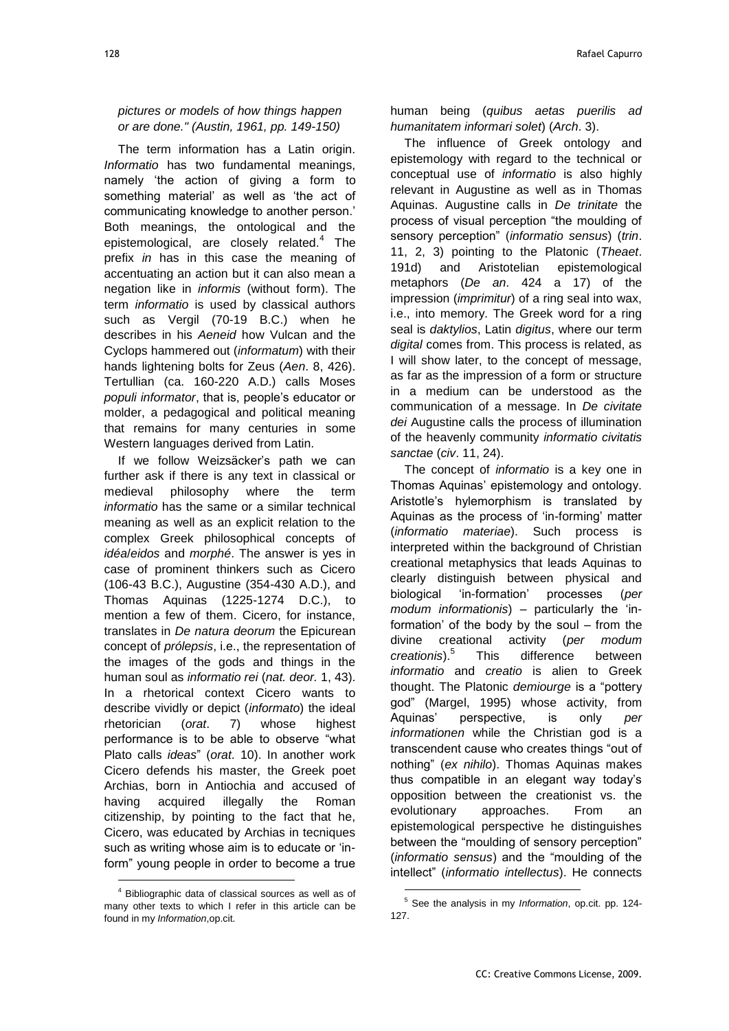*pictures or models of how things happen or are done." (Austin, 1961, pp. 149-150)*

The term information has a Latin origin. *Informatio* has two fundamental meanings, namely 'the action of giving a form to something material' as well as 'the act of communicating knowledge to another person.' Both meanings, the ontological and the epistemological, are closely related.[4] The prefix *in* has in this case the meaning of accentuating an action but it can also mean a negation like in *informis* (without form). The term *informatio* is used by classical authors such as Vergil (70-19 B.C.) when he describes in his *Aeneid* how Vulcan and the Cyclops hammered out (*informatum*) with their hands lightening bolts for Zeus (*Aen*. 8, 426). Tertullian (ca. 160-220 A.D.) calls Moses *populi informator*, that is, people's educator or molder, a pedagogical and political meaning that remains for many centuries in some Western languages derived from Latin.

If we follow Weizsäcker's path we can further ask if there is any text in classical or medieval philosophy where the term *informatio* has the same or a similar technical meaning as well as an explicit relation to the complex Greek philosophical concepts of *idéa*/*eidos* and *morphé*. The answer is yes in case of prominent thinkers such as Cicero (106-43 B.C.), Augustine (354-430 A.D.), and Thomas Aquinas (1225-1274 D.C.), to mention a few of them. Cicero, for instance, translates in *De natura deorum* the Epicurean concept of *prólepsis*, i.e., the representation of the images of the gods and things in the human soul as *informatio rei* (*nat. deor.* 1, 43). In a rhetorical context Cicero wants to describe vividly or depict (*informato*) the ideal rhetorician (*orat*. 7) whose highest performance is to be able to observe "what Plato calls *ideas*" (*orat*. 10). In another work Cicero defends his master, the Greek poet Archias, born in Antiochia and accused of having acquired illegally the Roman citizenship, by pointing to the fact that he, Cicero, was educated by Archias in tecniques such as writing whose aim is to educate or 'in-form' young people in order to become a true human being (*quibus aetas puerilis ad humanitatem informari solet*) (*Arch*. 3).

The influence of Greek ontology and epistemology with regard to the technical or conceptual use of *informatio* is also highly relevant in Augustine as well as in Thomas Aquinas. Augustine calls in *De trinitate* the process of visual perception "the moulding of sensory perception" (*informatio sensus*) (*trin*. 11, 2, 3) pointing to the Platonic (*Theaet*. 191d) and Aristotelian epistemological metaphors (*De an*. 424 a 17) of the impression (*imprimitur*) of a ring seal into wax, i.e., into memory. The Greek word for a ring seal is *daktylios*, Latin *digitus*, where our term *digital* comes from. This process is related, as I will show later, to the concept of message, as far as the impression of a form or structure in a medium can be understood as the communication of a message. In *De civitate dei* Augustine calls the process of illumination of the heavenly community *informatio civitatis sanctae* (*civ*. 11, 24).

The concept of *informatio* is a key one in Thomas Aquinas' epistemology and ontology. Aristotle's hylemorphism is translated by Aquinas as the process of 'in-forming' matter (*informatio materiae*). Such process is interpreted within the background of Christian creational metaphysics that leads Aquinas to clearly distinguish between physical and biological 'in-formation' processes (*per modum informationis*) – particularly the 'in-formation' of the body by the soul – from the divine creational activity (*per modum creationis*).[5] This difference between *informatio* and *creatio* is alien to Greek thought. The Platonic *demiourge* is a "pottery god" (Margel, 1995) whose activity, from Aquinas' perspective, is only *per informationen* while the Christian god is a transcendent cause who creates things "out of nothing" (*ex nihilo*). Thomas Aquinas makes thus compatible in an elegant way today's opposition between the creationist vs. the evolutionary approaches. From an epistemological perspective he distinguishes between the "moulding of sensory perception" (*informatio sensus*) and the "moulding of the intellect" (*informatio intellectus*). He connects

[4] Bibliographic data of classical sources as well as of many other texts to which I refer in this article can be found in my *Information*,op.cit.

[5] See the analysis in my *Information*, op.cit. pp. 124-127.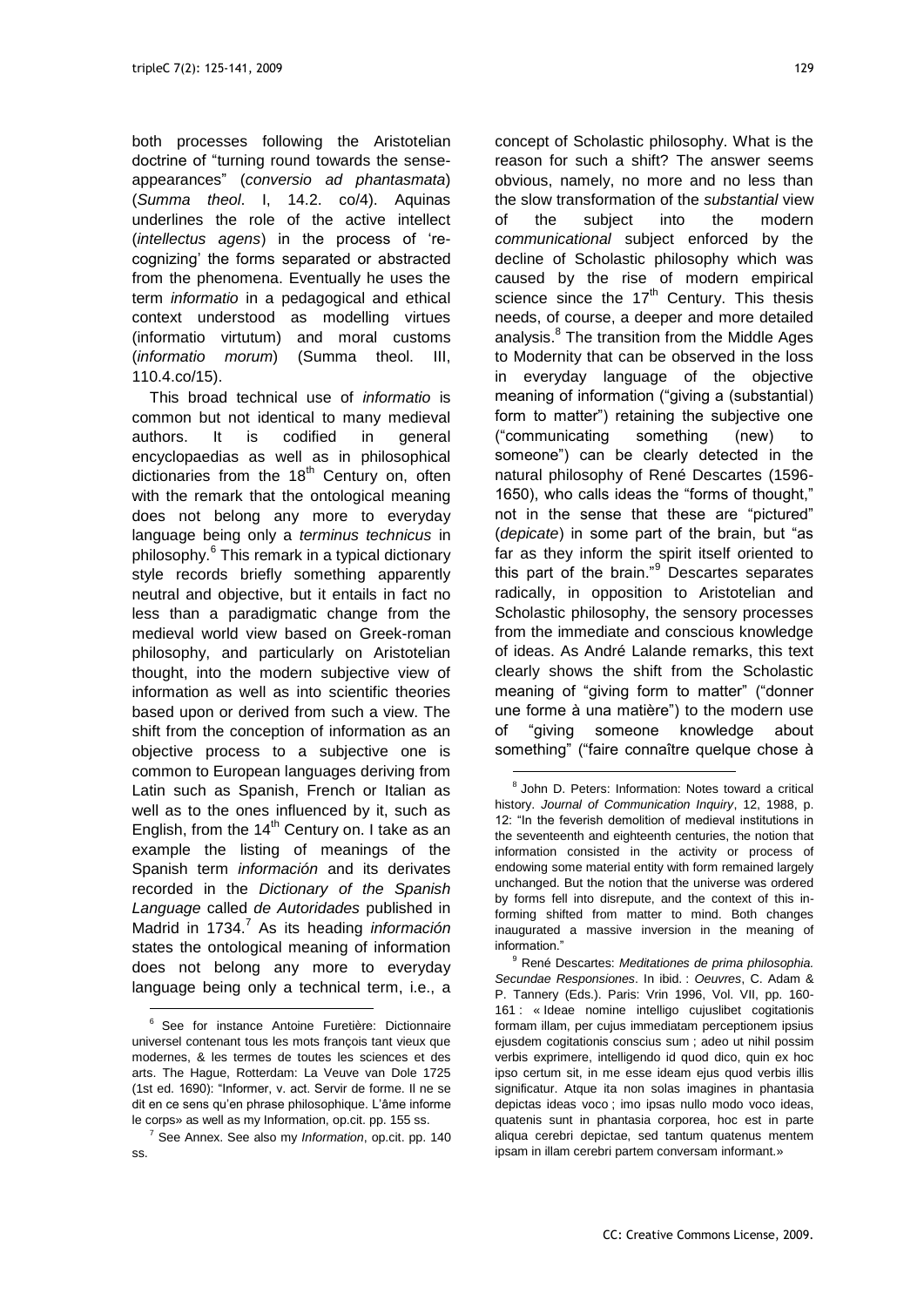both processes following the Aristotelian doctrine of "turning round towards the sense-appearances" (*conversio ad phantasmata*) (*Summa theol*. I, 14.2. co/4). Aquinas underlines the role of the active intellect (*intellectus agens*) in the process of 're-cognizing' the forms separated or abstracted from the phenomena. Eventually he uses the term *informatio* in a pedagogical and ethical context understood as modelling virtues (informatio virtutum) and moral customs (*informatio morum*) (Summa theol. III, 110.4.co/15).

This broad technical use of *informatio* is common but not identical to many medieval authors. It is codified in general encyclopaedias as well as in philosophical dictionaries from the 18th Century on, often with the remark that the ontological meaning does not belong any more to everyday language being only a *terminus technicus* in philosophy.[6] This remark in a typical dictionary style records briefly something apparently neutral and objective, but it entails in fact no less than a paradigmatic change from the medieval world view based on Greek-roman philosophy, and particularly on Aristotelian thought, into the modern subjective view of information as well as into scientific theories based upon or derived from such a view. The shift from the conception of information as an objective process to a subjective one is common to European languages deriving from Latin such as Spanish, French or Italian as well as to the ones influenced by it, such as English, from the 14th Century on. I take as an example the listing of meanings of the Spanish term *información* and its derivates recorded in the *Dictionary of the Spanish Language* called *de Autoridades* published in Madrid in 1734.[7] As its heading *información* states the ontological meaning of information does not belong any more to everyday language being only a technical term, i.e., a concept of Scholastic philosophy. What is the reason for such a shift? The answer seems obvious, namely, no more and no less than the slow transformation of the *substantial* view of the subject into the modern *communicational* subject enforced by the decline of Scholastic philosophy which was caused by the rise of modern empirical science since the 17th Century. This thesis needs, of course, a deeper and more detailed analysis.[8] The transition from the Middle Ages to Modernity that can be observed in the loss in everyday language of the objective meaning of information ("giving a (substantial) form to matter") retaining the subjective one ("communicating something (new) to someone") can be clearly detected in the natural philosophy of René Descartes (1596-1650), who calls ideas the "forms of thought," not in the sense that these are "pictured" (*depicate*) in some part of the brain, but "as far as they inform the spirit itself oriented to this part of the brain."[9] Descartes separates radically, in opposition to Aristotelian and Scholastic philosophy, the sensory processes from the immediate and conscious knowledge of ideas. As André Lalande remarks, this text clearly shows the shift from the Scholastic meaning of "giving form to matter" ("donner une forme à una matière") to the modern use of "giving someone knowledge about something" ("faire connaître quelque chose à

---

[6] See for instance Antoine Furetière: Dictionnaire universel contenant tous les mots françois tant vieux que modernes, & les termes de toutes les sciences et des arts. The Hague, Rotterdam: La Veuve van Dole 1725 (1st ed. 1690): "Informer, v. act. Servir de forme. Il ne se dit en ce sens qu'en phrase philosophique. L'âme informe le corps» as well as my Information, op.cit. pp. 155 ss.

[7] See Annex. See also my *Information*, op.cit. pp. 140 ss.

[8] John D. Peters: Information: Notes toward a critical history. *Journal of Communication Inquiry*, 12, 1988, p. 12: "In the feverish demolition of medieval institutions in the seventeenth and eighteenth centuries, the notion that information consisted in the activity or process of endowing some material entity with form remained largely unchanged. But the notion that the universe was ordered by forms fell into disrepute, and the context of this in-forming shifted from matter to mind. Both changes inaugurated a massive inversion in the meaning of information."

[9] René Descartes: *Meditationes de prima philosophia. Secundae Responsiones*. In ibid. : *Oeuvres*, C. Adam & P. Tannery (Eds.). Paris: Vrin 1996, Vol. VII, pp. 160-161 : « Ideae nomine intelligo cujuslibet cogitationis formam illam, per cujus immediatam perceptionem ipsius ejusdem cogitationis conscius sum ; adeo ut nihil possim verbis exprimere, intelligendo id quod dico, quin ex hoc ipso certum sit, in me esse ideam ejus quod verbis illis significatur. Atque ita non solas imagines in phantasia depictas ideas voco ; imo ipsas nullo modo voco ideas, quatenis sunt in phantasia corporea, hoc est in parte aliqua cerebri depictae, sed tantum quatenus mentem ipsam in illam cerebri partem conversam informant.»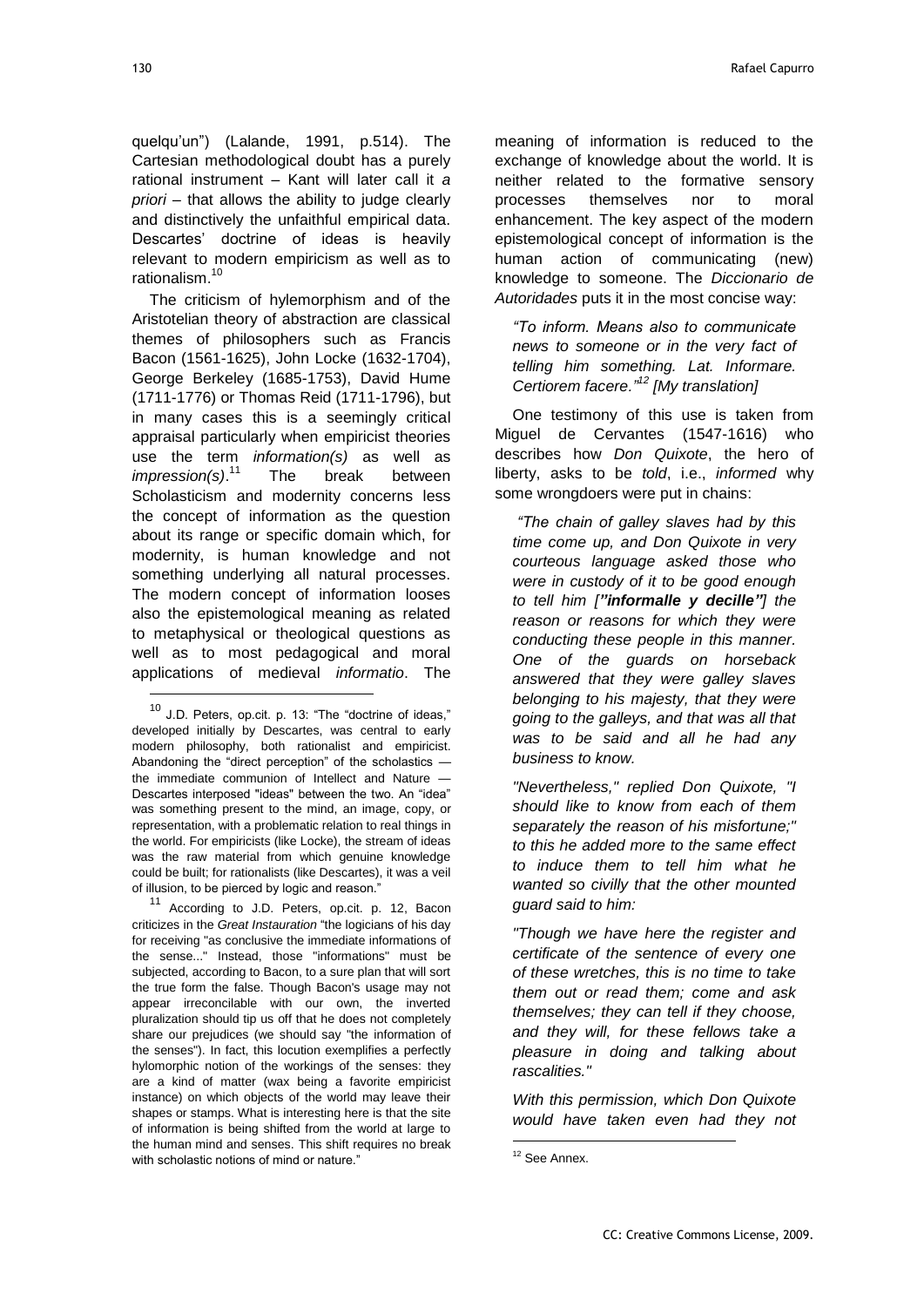quelqu'un") (Lalande, 1991, p.514). The Cartesian methodological doubt has a purely rational instrument – Kant will later call it *a priori* – that allows the ability to judge clearly and distinctively the unfaithful empirical data. Descartes' doctrine of ideas is heavily relevant to modern empiricism as well as to rationalism.[10]

The criticism of hylemorphism and of the Aristotelian theory of abstraction are classical themes of philosophers such as Francis Bacon (1561-1625), John Locke (1632-1704), George Berkeley (1685-1753), David Hume (1711-1776) or Thomas Reid (1711-1796), but in many cases this is a seemingly critical appraisal particularly when empiricist theories use the term *information(s)* as well as *impression(s)*.[11] The break between Scholasticism and modernity concerns less the concept of information as the question about its range or specific domain which, for modernity, is human knowledge and not something underlying all natural processes. The modern concept of information looses also the epistemological meaning as related to metaphysical or theological questions as well as to most pedagogical and moral applications of medieval *informatio*. The meaning of information is reduced to the exchange of knowledge about the world. It is neither related to the formative sensory processes themselves nor to moral enhancement. The key aspect of the modern epistemological concept of information is the human action of communicating (new) knowledge to someone. The *Diccionario de Autoridades* puts it in the most concise way:

> *"To inform. Means also to communicate news to someone or in the very fact of telling him something. Lat. Informare. Certiorem facere."[12] [My translation]*

One testimony of this use is taken from Miguel de Cervantes (1547-1616) who describes how *Don Quixote*, the hero of liberty, asks to be *told*, i.e., *informed* why some wrongdoers were put in chains:

> *"The chain of galley slaves had by this time come up, and Don Quixote in very courteous language asked those who were in custody of it to be good enough to tell him [**"informalle y decille"**] the reason or reasons for which they were conducting these people in this manner. One of the guards on horseback answered that they were galley slaves belonging to his majesty, that they were going to the galleys, and that was all that was to be said and all he had any business to know.*
>
> *"Nevertheless," replied Don Quixote, "I should like to know from each of them separately the reason of his misfortune;" to this he added more to the same effect to induce them to tell him what he wanted so civilly that the other mounted guard said to him:*
>
> *"Though we have here the register and certificate of the sentence of every one of these wretches, this is no time to take them out or read them; come and ask themselves; they can tell if they choose, and they will, for these fellows take a pleasure in doing and talking about rascalities."*
>
> *With this permission, which Don Quixote would have taken even had they not*

---

[10] J.D. Peters, op.cit. p. 13: "The "doctrine of ideas," developed initially by Descartes, was central to early modern philosophy, both rationalist and empiricist. Abandoning the "direct perception" of the scholastics — the immediate communion of Intellect and Nature — Descartes interposed "ideas" between the two. An "idea" was something present to the mind, an image, copy, or representation, with a problematic relation to real things in the world. For empiricists (like Locke), the stream of ideas was the raw material from which genuine knowledge could be built; for rationalists (like Descartes), it was a veil of illusion, to be pierced by logic and reason."

[11] According to J.D. Peters, op.cit. p. 12, Bacon criticizes in the *Great Instauration* "the logicians of his day for receiving "as conclusive the immediate informations of the sense..." Instead, those "informations" must be subjected, according to Bacon, to a sure plan that will sort the true form the false. Though Bacon's usage may not appear irreconcilable with our own, the inverted pluralization should tip us off that he does not completely share our prejudices (we should say "the information of the senses"). In fact, this locution exemplifies a perfectly hylomorphic notion of the workings of the senses: they are a kind of matter (wax being a favorite empiricist instance) on which objects of the world may leave their shapes or stamps. What is interesting here is that the site of information is being shifted from the world at large to the human mind and senses. This shift requires no break with scholastic notions of mind or nature."

[12] See Annex.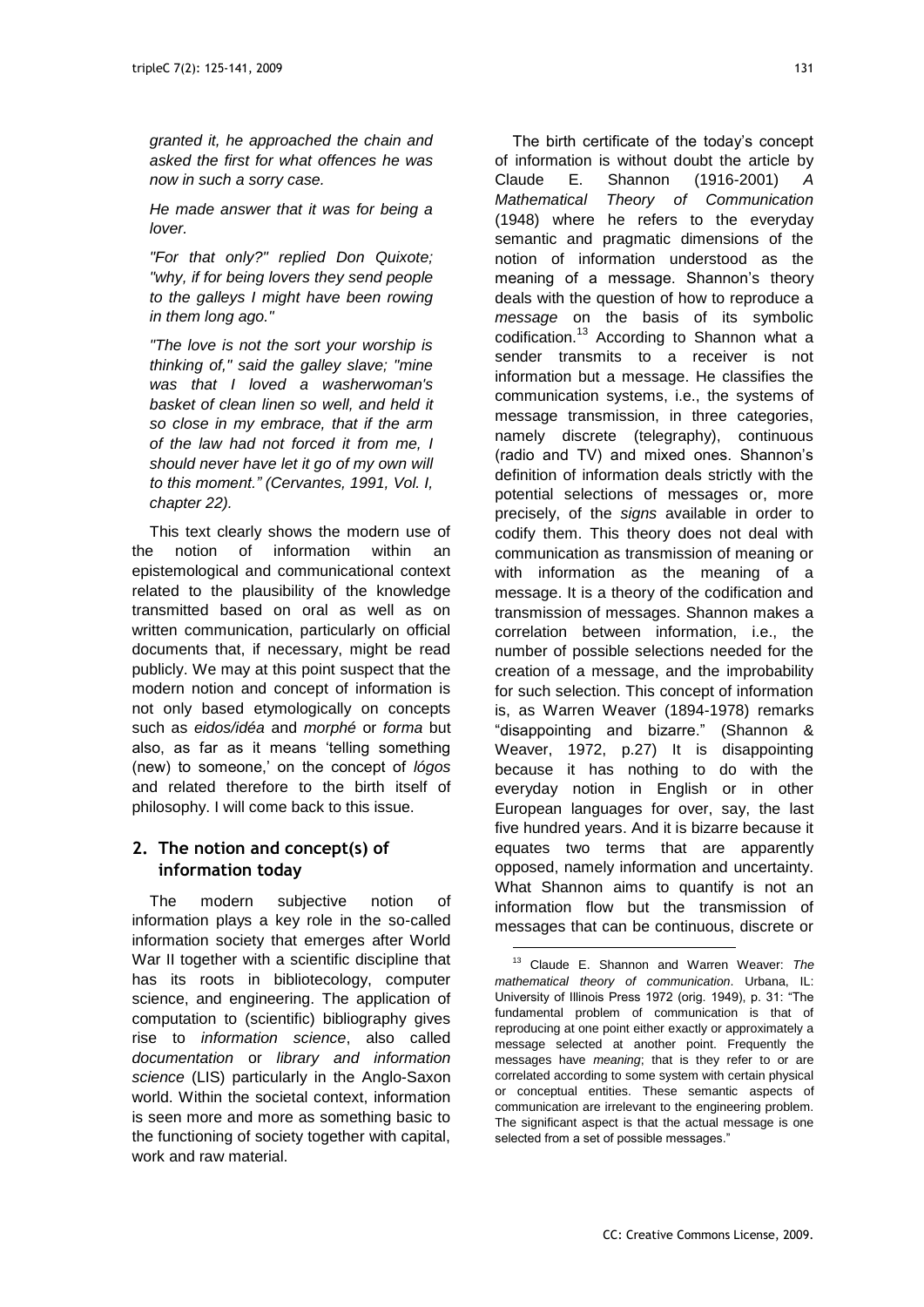*granted it, he approached the chain and asked the first for what offences he was now in such a sorry case.*

*He made answer that it was for being a lover.*

*"For that only?" replied Don Quixote; "why, if for being lovers they send people to the galleys I might have been rowing in them long ago."*

*"The love is not the sort your worship is thinking of," said the galley slave; "mine was that I loved a washerwoman's basket of clean linen so well, and held it so close in my embrace, that if the arm of the law had not forced it from me, I should never have let it go of my own will to this moment." (Cervantes, 1991, Vol. I, chapter 22).*

This text clearly shows the modern use of the notion of information within an epistemological and communicational context related to the plausibility of the knowledge transmitted based on oral as well as on written communication, particularly on official documents that, if necessary, might be read publicly. We may at this point suspect that the modern notion and concept of information is not only based etymologically on concepts such as *eidos/idéa* and *morphé* or *forma* but also, as far as it means 'telling something (new) to someone,' on the concept of *lógos* and related therefore to the birth itself of philosophy. I will come back to this issue.

## 2. The notion and concept(s) of information today

The modern subjective notion of information plays a key role in the so-called information society that emerges after World War II together with a scientific discipline that has its roots in bibliotecology, computer science, and engineering. The application of computation to (scientific) bibliography gives rise to *information science*, also called *documentation* or *library and information science* (LIS) particularly in the Anglo-Saxon world. Within the societal context, information is seen more and more as something basic to the functioning of society together with capital, work and raw material.

The birth certificate of the today's concept of information is without doubt the article by Claude E. Shannon (1916-2001) *A Mathematical Theory of Communication* (1948) where he refers to the everyday semantic and pragmatic dimensions of the notion of information understood as the meaning of a message. Shannon's theory deals with the question of how to reproduce a *message* on the basis of its symbolic codification.[13] According to Shannon what a sender transmits to a receiver is not information but a message. He classifies the communication systems, i.e., the systems of message transmission, in three categories, namely discrete (telegraphy), continuous (radio and TV) and mixed ones. Shannon's definition of information deals strictly with the potential selections of messages or, more precisely, of the *signs* available in order to codify them. This theory does not deal with communication as transmission of meaning or with information as the meaning of a message. It is a theory of the codification and transmission of messages. Shannon makes a correlation between information, i.e., the number of possible selections needed for the creation of a message, and the improbability for such selection. This concept of information is, as Warren Weaver (1894-1978) remarks "disappointing and bizarre." (Shannon & Weaver, 1972, p.27) It is disappointing because it has nothing to do with the everyday notion in English or in other European languages for over, say, the last five hundred years. And it is bizarre because it equates two terms that are apparently opposed, namely information and uncertainty. What Shannon aims to quantify is not an information flow but the transmission of messages that can be continuous, discrete or

[13] Claude E. Shannon and Warren Weaver: *The mathematical theory of communication*. Urbana, IL: University of Illinois Press 1972 (orig. 1949), p. 31: "The fundamental problem of communication is that of reproducing at one point either exactly or approximately a message selected at another point. Frequently the messages have *meaning*; that is they refer to or are correlated according to some system with certain physical or conceptual entities. These semantic aspects of communication are irrelevant to the engineering problem. The significant aspect is that the actual message is one selected from a set of possible messages."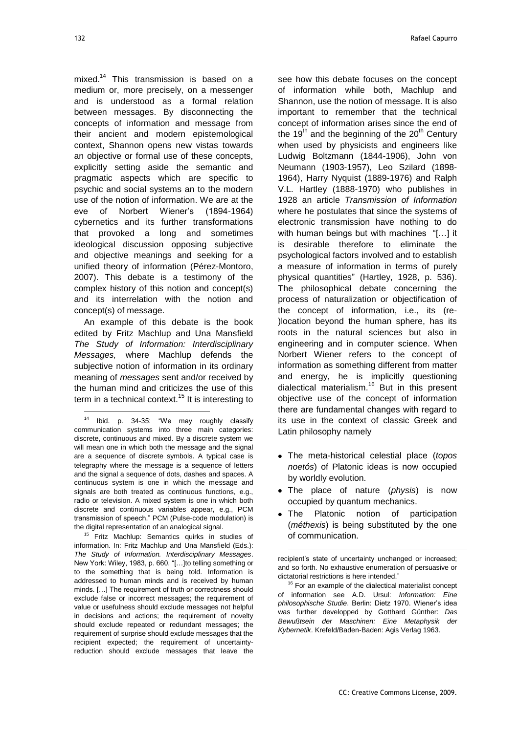mixed.[14] This transmission is based on a medium or, more precisely, on a messenger and is understood as a formal relation between messages. By disconnecting the concepts of information and message from their ancient and modern epistemological context, Shannon opens new vistas towards an objective or formal use of these concepts, explicitly setting aside the semantic and pragmatic aspects which are specific to psychic and social systems an to the modern use of the notion of information. We are at the eve of Norbert Wiener's (1894-1964) cybernetics and its further transformations that provoked a long and sometimes ideological discussion opposing subjective and objective meanings and seeking for a unified theory of information (Pérez-Montoro, 2007). This debate is a testimony of the complex history of this notion and concept(s) and its interrelation with the notion and concept(s) of message.

An example of this debate is the book edited by Fritz Machlup and Una Mansfield *The Study of Information: Interdisciplinary Messages,* where Machlup defends the subjective notion of information in its ordinary meaning of *messages* sent and/or received by the human mind and criticizes the use of this term in a technical context.[15] It is interesting to see how this debate focuses on the concept of information while both, Machlup and Shannon, use the notion of message. It is also important to remember that the technical concept of information arises since the end of the 19th and the beginning of the 20th Century when used by physicists and engineers like Ludwig Boltzmann (1844-1906), John von Neumann (1903-1957), Leo Szilard (1898-1964), Harry Nyquist (1889-1976) and Ralph V.L. Hartley (1888-1970) who publishes in 1928 an article *Transmission of Information* where he postulates that since the systems of electronic transmission have nothing to do with human beings but with machines "[…] it is desirable therefore to eliminate the psychological factors involved and to establish a measure of information in terms of purely physical quantities" (Hartley, 1928, p. 536). The philosophical debate concerning the process of naturalization or objectification of the concept of information, i.e., its (re-)location beyond the human sphere, has its roots in the natural sciences but also in engineering and in computer science. When Norbert Wiener refers to the concept of information as something different from matter and energy, he is implicitly questioning dialectical materialism.[16] But in this present objective use of the concept of information there are fundamental changes with regard to its use in the context of classic Greek and Latin philosophy namely

- The meta-historical celestial place (*topos noetós*) of Platonic ideas is now occupied by worldly evolution.
- The place of nature (*physis*) is now occupied by quantum mechanics.
- The Platonic notion of participation (*méthexis*) is being substituted by the one of communication.

---

[14] Ibid. p. 34-35: "We may roughly classify communication systems into three main categories: discrete, continuous and mixed. By a discrete system we will mean one in which both the message and the signal are a sequence of discrete symbols. A typical case is telegraphy where the message is a sequence of letters and the signal a sequence of dots, dashes and spaces. A continuous system is one in which the message and signals are both treated as continuous functions, e.g., radio or television. A mixed system is one in which both discrete and continuous variables appear, e.g., PCM transmission of speech." PCM (Pulse-code modulation) is the digital representation of an analogical signal.

[15] Fritz Machlup: Semantics quirks in studies of information. In: Fritz Machlup and Una Mansfield (Eds.): *The Study of Information. Interdisciplinary Messages*. New York: Wiley, 1983, p. 660. "[…]to telling something or to the something that is being told. Information is addressed to human minds and is received by human minds. […] The requirement of truth or correctness should exclude false or incorrect messages; the requirement of value or usefulness should exclude messages not helpful in decisions and actions; the requirement of novelty should exclude repeated or redundant messages; the requirement of surprise should exclude messages that the recipient expected; the requirement of uncertainty-reduction should exclude messages that leave the recipient's state of uncertainty unchanged or increased; and so forth. No exhaustive enumeration of persuasive or dictatorial restrictions is here intended."

[16] For an example of the dialectical materialist concept of information see A.D. Ursul: *Information: Eine philosophische Studie*. Berlin: Dietz 1970. Wiener's idea was further developped by Gotthard Günther: *Das Bewußtsein der Maschinen: Eine Metaphysik der Kybernetik*. Krefeld/Baden-Baden: Agis Verlag 1963.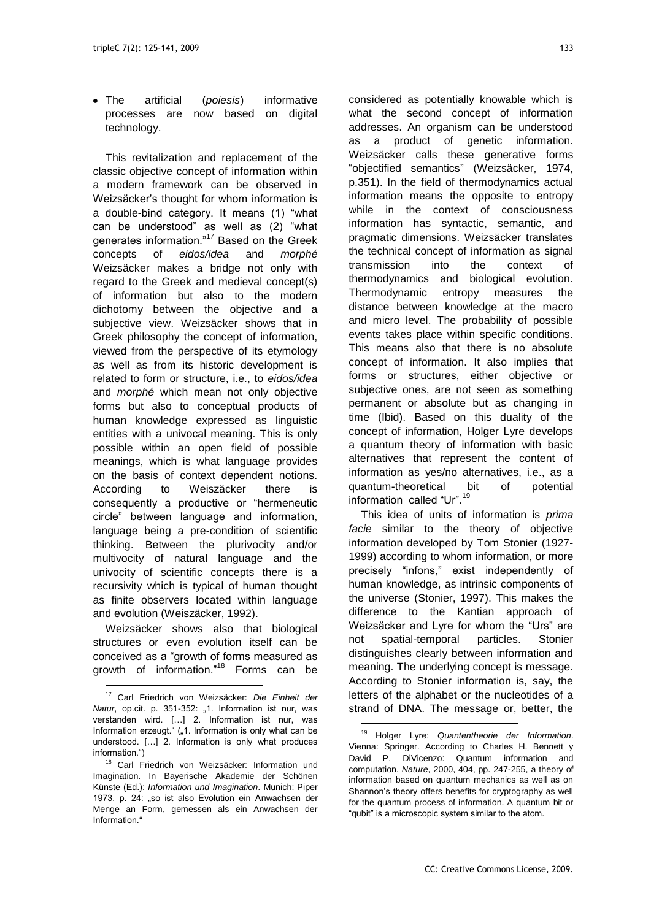- The artificial (*poiesis*) informative processes are now based on digital technology.

This revitalization and replacement of the classic objective concept of information within a modern framework can be observed in Weizsäcker's thought for whom information is a double-bind category. It means (1) "what can be understood" as well as (2) "what generates information."[17] Based on the Greek concepts of *eidos/idea* and *morphé* Weizsäcker makes a bridge not only with regard to the Greek and medieval concept(s) of information but also to the modern dichotomy between the objective and a subjective view. Weizsäcker shows that in Greek philosophy the concept of information, viewed from the perspective of its etymology as well as from its historic development is related to form or structure, i.e., to *eidos/idea* and *morphé* which mean not only objective forms but also to conceptual products of human knowledge expressed as linguistic entities with a univocal meaning. This is only possible within an open field of possible meanings, which is what language provides on the basis of context dependent notions. According to Weiszäcker there is consequently a productive or "hermeneutic circle" between language and information, language being a pre-condition of scientific thinking. Between the plurivocity and/or multivocity of natural language and the univocity of scientific concepts there is a recursivity which is typical of human thought as finite observers located within language and evolution (Weiszäcker, 1992).

Weizsäcker shows also that biological structures or even evolution itself can be conceived as a "growth of forms measured as growth of information."[18] Forms can be considered as potentially knowable which is what the second concept of information addresses. An organism can be understood as a product of genetic information. Weizsäcker calls these generative forms "objectified semantics" (Weizsäcker, 1974, p.351). In the field of thermodynamics actual information means the opposite to entropy while in the context of consciousness information has syntactic, semantic, and pragmatic dimensions. Weizsäcker translates the technical concept of information as signal transmission into the context of thermodynamics and biological evolution. Thermodynamic entropy measures the distance between knowledge at the macro and micro level. The probability of possible events takes place within specific conditions. This means also that there is no absolute concept of information. It also implies that forms or structures, either objective or subjective ones, are not seen as something permanent or absolute but as changing in time (Ibid). Based on this duality of the concept of information, Holger Lyre develops a quantum theory of information with basic alternatives that represent the content of information as yes/no alternatives, i.e., as a quantum-theoretical bit of potential information called "Ur".[19]

This idea of units of information is *prima facie* similar to the theory of objective information developed by Tom Stonier (1927-1999) according to whom information, or more precisely "infons," exist independently of human knowledge, as intrinsic components of the universe (Stonier, 1997). This makes the difference to the Kantian approach of Weizsäcker and Lyre for whom the "Urs" are not spatial-temporal particles. Stonier distinguishes clearly between information and meaning. The underlying concept is message. According to Stonier information is, say, the letters of the alphabet or the nucleotides of a strand of DNA. The message or, better, the

---

[17] Carl Friedrich von Weizsäcker: *Die Einheit der Natur*, op.cit. p. 351-352: „1. Information ist nur, was verstanden wird. […] 2. Information ist nur, was Information erzeugt." („1. Information is only what can be understood. […] 2. Information is only what produces information.")

[18] Carl Friedrich von Weizsäcker: Information und Imagination. In Bayerische Akademie der Schönen Künste (Ed.): *Information und Imagination*. Munich: Piper 1973, p. 24: „so ist also Evolution ein Anwachsen der Menge an Form, gemessen als ein Anwachsen der Information."

[19] Holger Lyre: *Quantentheorie der Information*. Vienna: Springer. According to Charles H. Bennett y David P. DiVicenzo: Quantum information and computation. *Nature*, 2000, 404, pp. 247-255, a theory of information based on quantum mechanics as well as on Shannon's theory offers benefits for cryptography as well for the quantum process of information. A quantum bit or "qubit" is a microscopic system similar to the atom.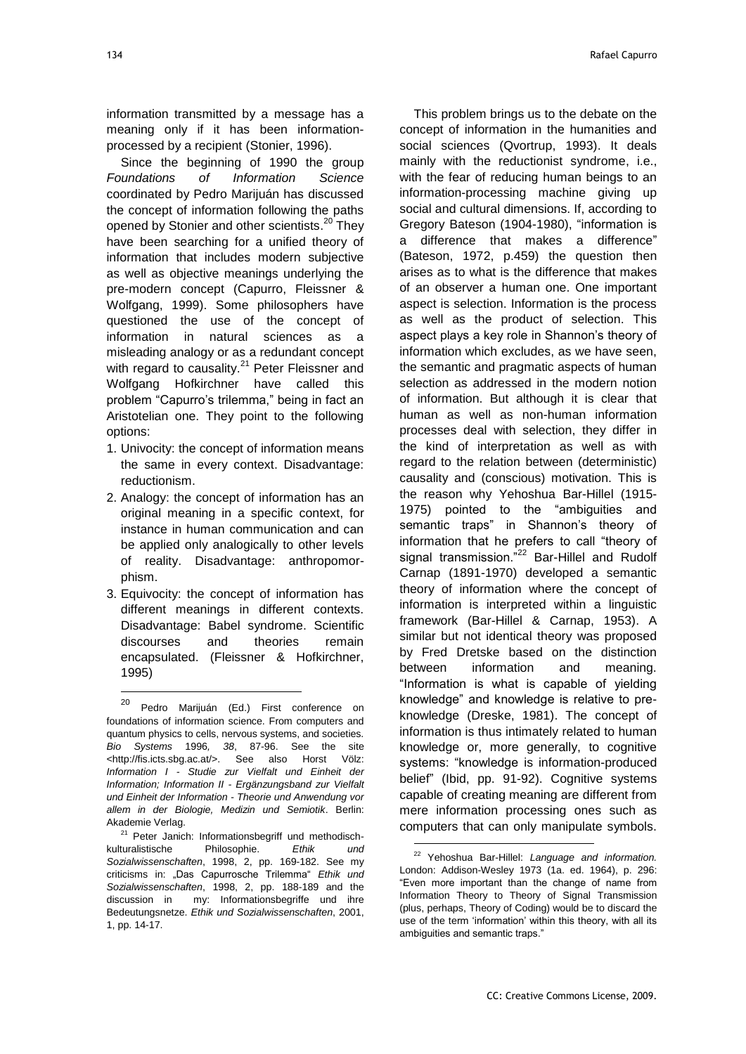information transmitted by a message has a meaning only if it has been information-processed by a recipient (Stonier, 1996).

Since the beginning of 1990 the group *Foundations of Information Science* coordinated by Pedro Marijuán has discussed the concept of information following the paths opened by Stonier and other scientists.[20] They have been searching for a unified theory of information that includes modern subjective as well as objective meanings underlying the pre-modern concept (Capurro, Fleissner & Wolfgang, 1999). Some philosophers have questioned the use of the concept of information in natural sciences as a misleading analogy or as a redundant concept with regard to causality.[21] Peter Fleissner and Wolfgang Hofkirchner have called this problem "Capurro's trilemma," being in fact an Aristotelian one. They point to the following options:

1. Univocity: the concept of information means the same in every context. Disadvantage: reductionism.
2. Analogy: the concept of information has an original meaning in a specific context, for instance in human communication and can be applied only analogically to other levels of reality. Disadvantage: anthropomorphism.
3. Equivocity: the concept of information has different meanings in different contexts. Disadvantage: Babel syndrome. Scientific discourses and theories remain encapsulated. (Fleissner & Hofkirchner, 1995)

This problem brings us to the debate on the concept of information in the humanities and social sciences (Qvortrup, 1993). It deals mainly with the reductionist syndrome, i.e., with the fear of reducing human beings to an information-processing machine giving up social and cultural dimensions. If, according to Gregory Bateson (1904-1980), "information is a difference that makes a difference" (Bateson, 1972, p.459) the question then arises as to what is the difference that makes of an observer a human one. One important aspect is selection. Information is the process as well as the product of selection. This aspect plays a key role in Shannon's theory of information which excludes, as we have seen, the semantic and pragmatic aspects of human selection as addressed in the modern notion of information. But although it is clear that human as well as non-human information processes deal with selection, they differ in the kind of interpretation as well as with regard to the relation between (deterministic) causality and (conscious) motivation. This is the reason why Yehoshua Bar-Hillel (1915-1975) pointed to the "ambiguities and semantic traps" in Shannon's theory of information that he prefers to call "theory of signal transmission."[22] Bar-Hillel and Rudolf Carnap (1891-1970) developed a semantic theory of information where the concept of information is interpreted within a linguistic framework (Bar-Hillel & Carnap, 1953). A similar but not identical theory was proposed by Fred Dretske based on the distinction between information and meaning. "Information is what is capable of yielding knowledge" and knowledge is relative to pre-knowledge (Dreske, 1981). The concept of information is thus intimately related to human knowledge or, more generally, to cognitive systems: "knowledge is information-produced belief" (Ibid, pp. 91-92). Cognitive systems capable of creating meaning are different from mere information processing ones such as computers that can only manipulate symbols.

---

[20] Pedro Marijuán (Ed.) First conference on foundations of information science. From computers and quantum physics to cells, nervous systems, and societies. *Bio Systems* 1996*, 38*, 87-96. See the site <http://fis.icts.sbg.ac.at/>. See also Horst Völz: *Information I - Studie zur Vielfalt und Einheit der Information; Information II - Ergänzungsband zur Vielfalt und Einheit der Information - Theorie und Anwendung vor allem in der Biologie, Medizin und Semiotik*. Berlin: Akademie Verlag.

[21] Peter Janich: Informationsbegriff und methodisch-kulturalistische Philosophie. *Ethik und Sozialwissenschaften*, 1998, 2, pp. 169-182. See my criticisms in: „Das Capurrosche Trilemma" *Ethik und Sozialwissenschaften*, 1998, 2, pp. 188-189 and the discussion in my: Informationsbegriffe und ihre Bedeutungsnetze. *Ethik und Sozialwissenschaften*, 2001, 1, pp. 14-17.

[22] Yehoshua Bar-Hillel: *Language and information.* London: Addison-Wesley 1973 (1a. ed. 1964), p. 296: "Even more important than the change of name from Information Theory to Theory of Signal Transmission (plus, perhaps, Theory of Coding) would be to discard the use of the term 'information' within this theory, with all its ambiguities and semantic traps."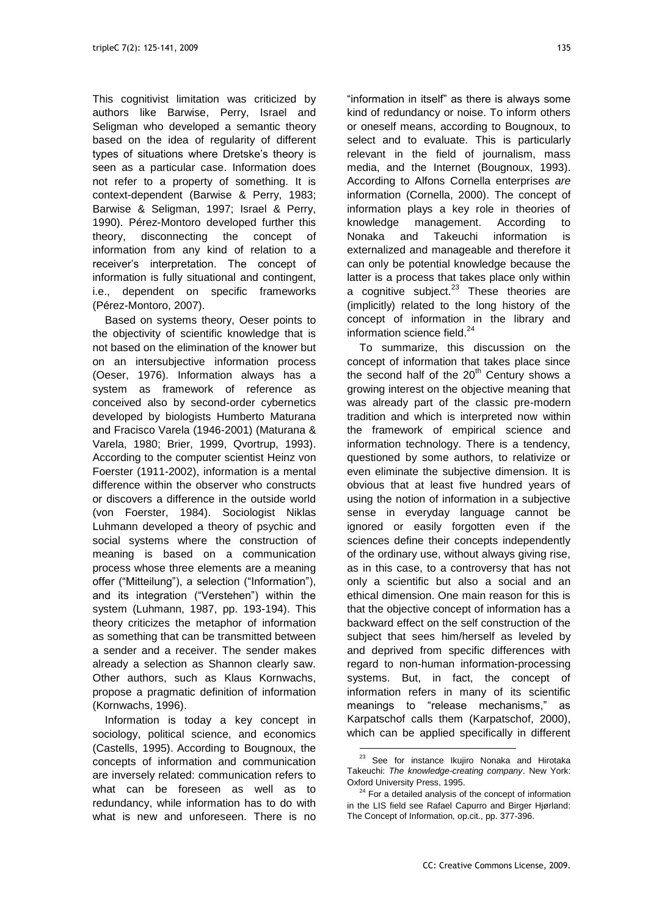This cognitivist limitation was criticized by authors like Barwise, Perry, Israel and Seligman who developed a semantic theory based on the idea of regularity of different types of situations where Dretske's theory is seen as a particular case. Information does not refer to a property of something. It is context-dependent (Barwise & Perry, 1983; Barwise & Seligman, 1997; Israel & Perry, 1990). Pérez-Montoro developed further this theory, disconnecting the concept of information from any kind of relation to a receiver's interpretation. The concept of information is fully situational and contingent, i.e., dependent on specific frameworks (Pérez-Montoro, 2007).

Based on systems theory, Oeser points to the objectivity of scientific knowledge that is not based on the elimination of the knower but on an intersubjective information process (Oeser, 1976). Information always has a system as framework of reference as conceived also by second-order cybernetics developed by biologists Humberto Maturana and Fracisco Varela (1946-2001) (Maturana & Varela, 1980; Brier, 1999, Qvortrup, 1993). According to the computer scientist Heinz von Foerster (1911-2002), information is a mental difference within the observer who constructs or discovers a difference in the outside world (von Foerster, 1984). Sociologist Niklas Luhmann developed a theory of psychic and social systems where the construction of meaning is based on a communication process whose three elements are a meaning offer ("Mitteilung"), a selection ("Information"), and its integration ("Verstehen") within the system (Luhmann, 1987, pp. 193-194). This theory criticizes the metaphor of information as something that can be transmitted between a sender and a receiver. The sender makes already a selection as Shannon clearly saw. Other authors, such as Klaus Kornwachs, propose a pragmatic definition of information (Kornwachs, 1996).

Information is today a key concept in sociology, political science, and economics (Castells, 1995). According to Bougnoux, the concepts of information and communication are inversely related: communication refers to what can be foreseen as well as to redundancy, while information has to do with what is new and unforeseen. There is no "information in itself" as there is always some kind of redundancy or noise. To inform others or oneself means, according to Bougnoux, to select and to evaluate. This is particularly relevant in the field of journalism, mass media, and the Internet (Bougnoux, 1993). According to Alfons Cornella enterprises *are* information (Cornella, 2000). The concept of information plays a key role in theories of knowledge management. According to Nonaka and Takeuchi information is externalized and manageable and therefore it can only be potential knowledge because the latter is a process that takes place only within a cognitive subject.[23] These theories are (implicitly) related to the long history of the concept of information in the library and information science field.[24]

To summarize, this discussion on the concept of information that takes place since the second half of the 20th Century shows a growing interest on the objective meaning that was already part of the classic pre-modern tradition and which is interpreted now within the framework of empirical science and information technology. There is a tendency, questioned by some authors, to relativize or even eliminate the subjective dimension. It is obvious that at least five hundred years of using the notion of information in a subjective sense in everyday language cannot be ignored or easily forgotten even if the sciences define their concepts independently of the ordinary use, without always giving rise, as in this case, to a controversy that has not only a scientific but also a social and an ethical dimension. One main reason for this is that the objective concept of information has a backward effect on the self construction of the subject that sees him/herself as leveled by and deprived from specific differences with regard to non-human information-processing systems. But, in fact, the concept of information refers in many of its scientific meanings to "release mechanisms," as Karpatschof calls them (Karpatschof, 2000), which can be applied specifically in different

---

[23] See for instance Ikujiro Nonaka and Hirotaka Takeuchi: *The knowledge-creating company*. New York: Oxford University Press, 1995.

[24] For a detailed analysis of the concept of information in the LIS field see Rafael Capurro and Birger Hjørland: The Concept of Information, op.cit., pp. 377-396.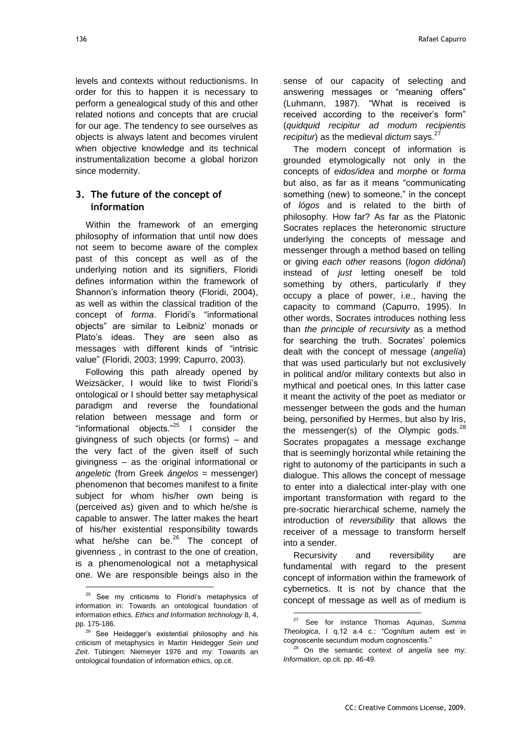levels and contexts without reductionisms. In order for this to happen it is necessary to perform a genealogical study of this and other related notions and concepts that are crucial for our age. The tendency to see ourselves as objects is always latent and becomes virulent when objective knowledge and its technical instrumentalization become a global horizon since modernity.

## 3. The future of the concept of information

Within the framework of an emerging philosophy of information that until now does not seem to become aware of the complex past of this concept as well as of the underlying notion and its signifiers, Floridi defines information within the framework of Shannon's information theory (Floridi, 2004), as well as within the classical tradition of the concept of *forma*. Floridi's "informational objects" are similar to Leibniz' monads or Plato's ideas. They are seen also as messages with different kinds of "intrisic value" (Floridi, 2003; 1999; Capurro, 2003).

Following this path already opened by Weizsäcker, I would like to twist Floridi's ontological or I should better say metaphysical paradigm and reverse the foundational relation between message and form or "informational objects."[25] I consider the givingness of such objects (or forms) – and the very fact of the given itself of such givingness – as the original informational or *angeletic* (from Greek *ángelos* = messenger) phenomenon that becomes manifest to a finite subject for whom his/her own being is (perceived as) given and to which he/she is capable to answer. The latter makes the heart of his/her existential responsibility towards what he/she can be.[26] The concept of givenness , in contrast to the one of creation, is a phenomenological not a metaphysical one. We are responsible beings also in the sense of our capacity of selecting and answering messages or "meaning offers" (Luhmann, 1987). "What is received is received according to the receiver's form" (*quidquid recipitur ad modum recipientis recipitur*) as the medieval *dictum* says.[27]

The modern concept of information is grounded etymologically not only in the concepts of *eidos/idea* and *morphe* or *forma* but also, as far as it means "communicating something (new) to someone," in the concept of *lógos* and is related to the birth of philosophy. How far? As far as the Platonic Socrates replaces the heteronomic structure underlying the concepts of message and messenger through a method based on telling or giving *each other* reasons (*logon didónai*) instead of *just* letting oneself be told something by others, particularly if they occupy a place of power, i.e., having the capacity to command (Capurro, 1995). In other words, Socrates introduces nothing less than *the principle of recursivity* as a method for searching the truth. Socrates' polemics dealt with the concept of message (*angelía*) that was used particularly but not exclusively in political and/or military contexts but also in mythical and poetical ones. In this latter case it meant the activity of the poet as mediator or messenger between the gods and the human being, personified by Hermes, but also by Iris, the messenger(s) of the Olympic gods.[28] Socrates propagates a message exchange that is seemingly horizontal while retaining the right to autonomy of the participants in such a dialogue. This allows the concept of message to enter into a dialectical inter-play with one important transformation with regard to the pre-socratic hierarchical scheme, namely the introduction of *reversibility* that allows the receiver of a message to transform herself into a sender.

Recursivity and reversibility are fundamental with regard to the present concept of information within the framework of cybernetics. It is not by chance that the concept of message as well as of medium is

---

[25] See my criticisms to Floridi's metaphysics of information in: Towards an ontological foundation of information ethics. *Ethics and Information technology* 8, 4, pp. 175-186.

[26] See Heidegger's existential philosophy and his criticism of metaphysics in Martin Heidegger *Sein und Zeit*. Tübingen: Niemeyer 1976 and my: Towards an ontological foundation of information ethics, op.cit.

[27] See for instance Thomas Aquinas, *Summa Theologica*, I q.12 a.4 c.: "Cognitum autem est in cognoscente secundum modum cognoscentis."

[28] On the semantic context of *angelía* see my: *Information*, op.cit. pp. 46-49.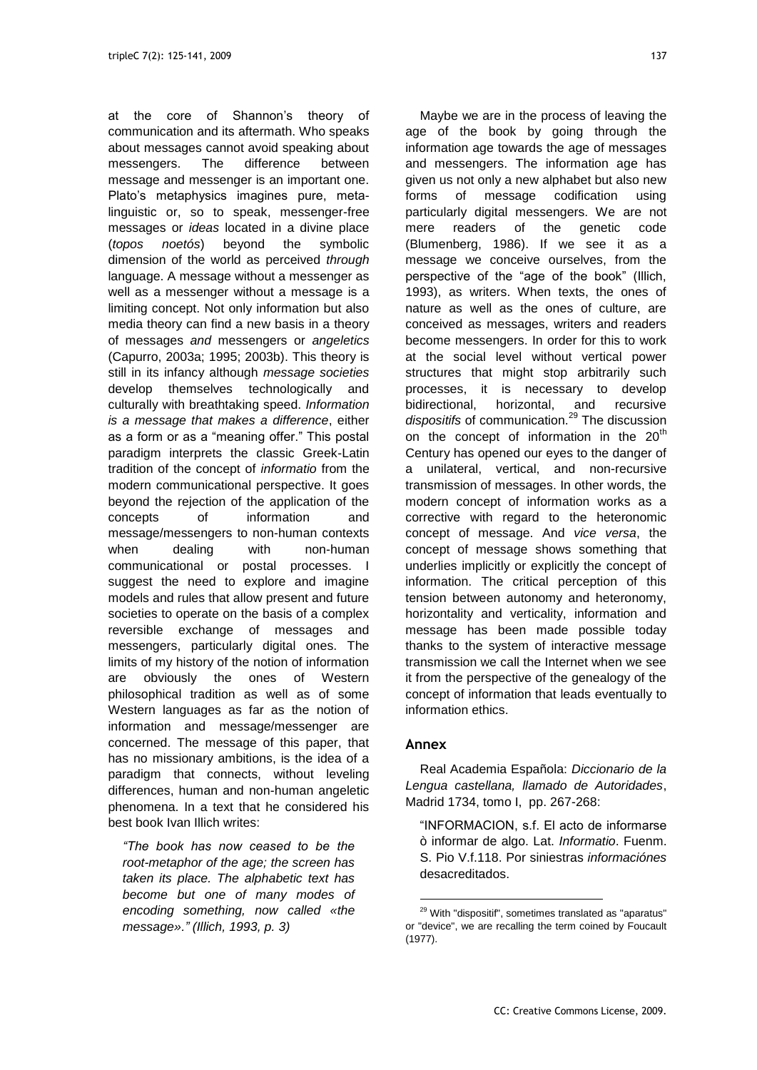at the core of Shannon's theory of communication and its aftermath. Who speaks about messages cannot avoid speaking about messengers. The difference between message and messenger is an important one. Plato's metaphysics imagines pure, meta-linguistic or, so to speak, messenger-free messages or *ideas* located in a divine place (*topos noetós*) beyond the symbolic dimension of the world as perceived *through* language. A message without a messenger as well as a messenger without a message is a limiting concept. Not only information but also media theory can find a new basis in a theory of messages *and* messengers or *angeletics* (Capurro, 2003a; 1995; 2003b). This theory is still in its infancy although *message societies* develop themselves technologically and culturally with breathtaking speed. *Information is a message that makes a difference*, either as a form or as a "meaning offer." This postal paradigm interprets the classic Greek-Latin tradition of the concept of *informatio* from the modern communicational perspective. It goes beyond the rejection of the application of the concepts of information and message/messengers to non-human contexts when dealing with non-human communicational or postal processes. I suggest the need to explore and imagine models and rules that allow present and future societies to operate on the basis of a complex reversible exchange of messages and messengers, particularly digital ones. The limits of my history of the notion of information are obviously the ones of Western philosophical tradition as well as of some Western languages as far as the notion of information and message/messenger are concerned. The message of this paper, that has no missionary ambitions, is the idea of a paradigm that connects, without leveling differences, human and non-human angeletic phenomena. In a text that he considered his best book Ivan Illich writes:

> *"The book has now ceased to be the root-metaphor of the age; the screen has taken its place. The alphabetic text has become but one of many modes of encoding something, now called «the message»." (Illich, 1993, p. 3)*

Maybe we are in the process of leaving the age of the book by going through the information age towards the age of messages and messengers. The information age has given us not only a new alphabet but also new forms of message codification using particularly digital messengers. We are not mere readers of the genetic code (Blumenberg, 1986). If we see it as a message we conceive ourselves, from the perspective of the "age of the book" (Illich, 1993), as writers. When texts, the ones of nature as well as the ones of culture, are conceived as messages, writers and readers become messengers. In order for this to work at the social level without vertical power structures that might stop arbitrarily such processes, it is necessary to develop bidirectional, horizontal, and recursive *dispositifs* of communication.[29] The discussion on the concept of information in the 20th Century has opened our eyes to the danger of a unilateral, vertical, and non-recursive transmission of messages. In other words, the modern concept of information works as a corrective with regard to the heteronomic concept of message. And *vice versa*, the concept of message shows something that underlies implicitly or explicitly the concept of information. The critical perception of this tension between autonomy and heteronomy, horizontality and verticality, information and message has been made possible today thanks to the system of interactive message transmission we call the Internet when we see it from the perspective of the genealogy of the concept of information that leads eventually to information ethics.

## Annex

Real Academia Española: *Diccionario de la Lengua castellana, llamado de Autoridades*, Madrid 1734, tomo I, pp. 267-268:

> "INFORMACION, s.f. El acto de informarse ò informar de algo. Lat. *Informatio*. Fuenm. S. Pio V.f.118. Por siniestras *informaciónes* desacreditados.

[29] With "dispositif", sometimes translated as "aparatus" or "device", we are recalling the term coined by Foucault (1977).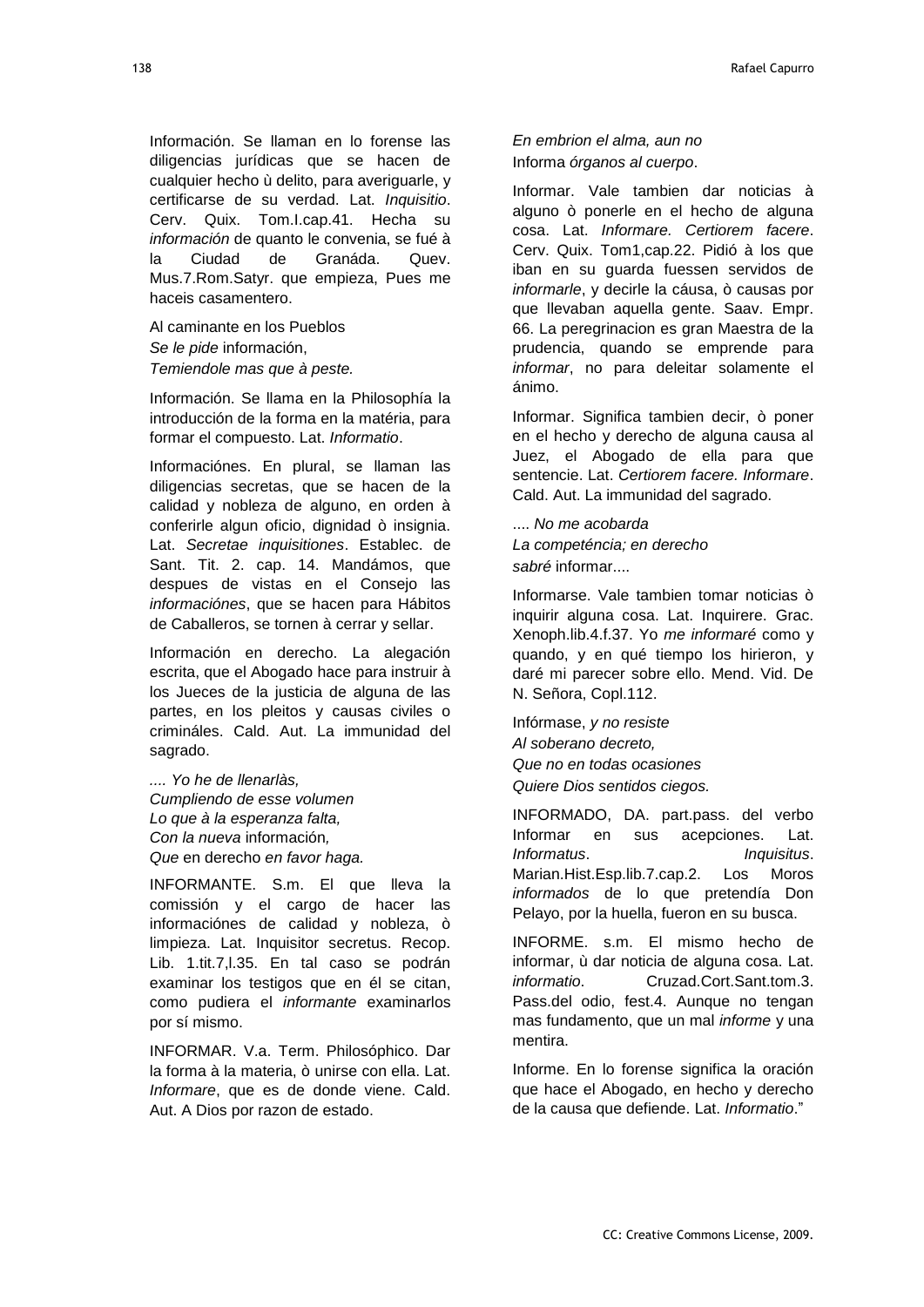Información. Se llaman en lo forense las diligencias jurídicas que se hacen de cualquier hecho ù delito, para averiguarle, y certificarse de su verdad. Lat. *Inquisitio*. Cerv. Quix. Tom.I.cap.41. Hecha su *información* de quanto le convenia, se fué à la Ciudad de Granáda. Quev. Mus.7.Rom.Satyr. que empieza, Pues me haceis casamentero.

Al caminante en los Pueblos  
*Se le pide* información,  
*Temiendole mas que à peste.*

Información. Se llama en la Philosophía la introducción de la forma en la matéria, para formar el compuesto. Lat. *Informatio*.

Informaciónes. En plural, se llaman las diligencias secretas, que se hacen de la calidad y nobleza de alguno, en orden à conferirle algun oficio, dignidad ò insignia. Lat. *Secretae inquisitiones*. Establec. de Sant. Tit. 2. cap. 14. Mandámos, que despues de vistas en el Consejo las *informaciónes*, que se hacen para Hábitos de Caballeros, se tornen à cerrar y sellar.

Información en derecho. La alegación escrita, que el Abogado hace para instruir à los Jueces de la justicia de alguna de las partes, en los pleitos y causas civiles o crimináles. Cald. Aut. La immunidad del sagrado.

*.... Yo he de llenarlàs,*  
*Cumpliendo de esse volumen*  
*Lo que à la esperanza falta,*  
*Con la nueva* información*,*  
*Que* en derecho *en favor haga.*

INFORMANTE. S.m. El que lleva la comissión y el cargo de hacer las informaciónes de calidad y nobleza, ò limpieza. Lat. Inquisitor secretus. Recop. Lib. 1.tit.7,l.35. En tal caso se podrán examinar los testigos que en él se citan, como pudiera el *informante* examinarlos por sí mismo.

INFORMAR. V.a. Term. Philosóphico. Dar la forma à la materia, ò unirse con ella. Lat. *Informare*, que es de donde viene. Cald. Aut. A Dios por razon de estado.

*En embrion el alma, aun no*  
Informa *órganos al cuerpo*.

Informar. Vale tambien dar noticias à alguno ò ponerle en el hecho de alguna cosa. Lat. *Informare. Certiorem facere*. Cerv. Quix. Tom1,cap.22. Pidió à los que iban en su guarda fuessen servidos de *informarle*, y decirle la cáusa, ò causas por que llevaban aquella gente. Saav. Empr. 66. La peregrinacion es gran Maestra de la prudencia, quando se emprende para *informar*, no para deleitar solamente el ánimo.

Informar. Significa tambien decir, ò poner en el hecho y derecho de alguna causa al Juez, el Abogado de ella para que sentencie. Lat. *Certiorem facere. Informare*. Cald. Aut. La immunidad del sagrado.

.... *No me acobarda*  
*La competéncia; en derecho*  
*sabré* informar....

Informarse. Vale tambien tomar noticias ò inquirir alguna cosa. Lat. Inquirere. Grac. Xenoph.lib.4.f.37. Yo *me informaré* como y quando, y en qué tiempo los hirieron, y daré mi parecer sobre ello. Mend. Vid. De N. Señora, Copl.112.

Infórmase, *y no resiste*  
*Al soberano decreto,*  
*Que no en todas ocasiones*  
*Quiere Dios sentidos ciegos.*

INFORMADO, DA. part.pass. del verbo Informar en sus acepciones. Lat. *Informatus*. *Inquisitus*. Marian.Hist.Esp.lib.7.cap.2. Los Moros *informados* de lo que pretendía Don Pelayo, por la huella, fueron en su busca.

INFORME. s.m. El mismo hecho de informar, ù dar noticia de alguna cosa. Lat. *informatio*. Cruzad.Cort.Sant.tom.3. Pass.del odio, fest.4. Aunque no tengan mas fundamento, que un mal *informe* y una mentira.

Informe. En lo forense significa la oración que hace el Abogado, en hecho y derecho de la causa que defiende. Lat. *Informatio*."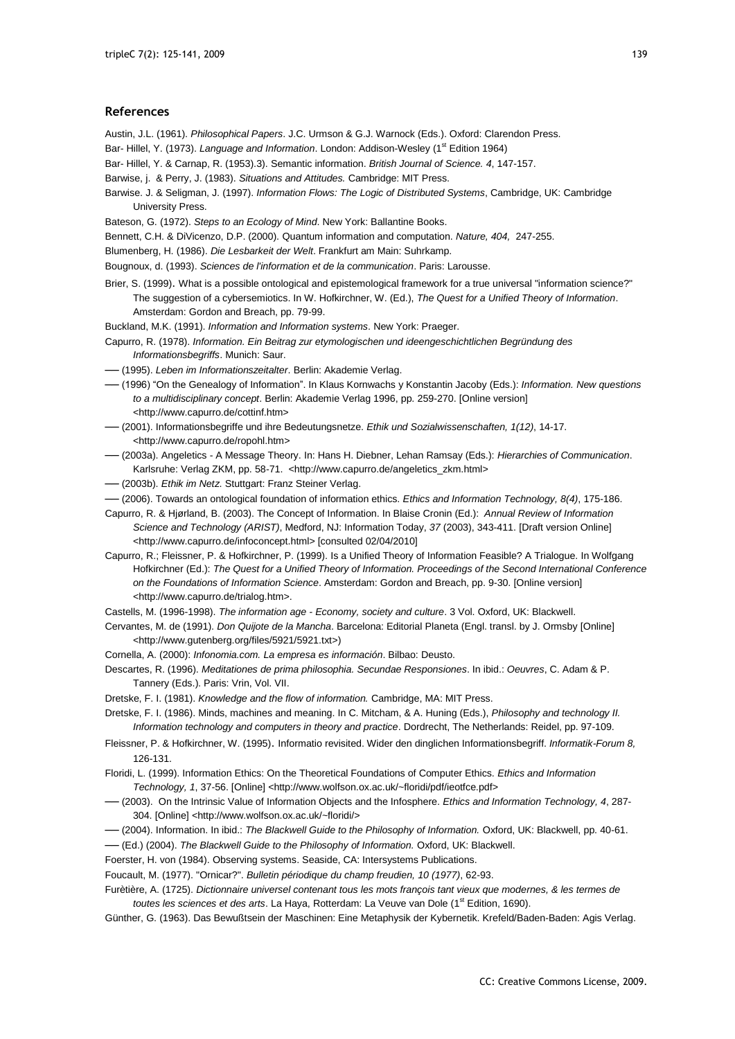## References

Austin, J.L. (1961). *Philosophical Papers*. J.C. Urmson & G.J. Warnock (Eds.). Oxford: Clarendon Press.

Bar- Hillel, Y. (1973). *Language and Information*. London: Addison-Wesley (1st Edition 1964)

Bar- Hillel, Y. & Carnap, R. (1953).3). Semantic information. *British Journal of Science. 4*, 147-157.

Barwise, j. & Perry, J. (1983). *Situations and Attitudes.* Cambridge: MIT Press.

Barwise. J. & Seligman, J. (1997). *Information Flows: The Logic of Distributed Systems*, Cambridge, UK: Cambridge University Press.

Bateson, G. (1972). *Steps to an Ecology of Mind*. New York: Ballantine Books.

Bennett, C.H. & DiVicenzo, D.P. (2000). Quantum information and computation. *Nature, 404,* 247-255.

Blumenberg, H. (1986). *Die Lesbarkeit der Welt*. Frankfurt am Main: Suhrkamp.

Bougnoux, d. (1993). *Sciences de l'information et de la communication*. Paris: Larousse.

Brier, S. (1999). What is a possible ontological and epistemological framework for a true universal "information science?" The suggestion of a cybersemiotics. In W. Hofkirchner, W. (Ed.), *The Quest for a Unified Theory of Information*. Amsterdam: Gordon and Breach, pp. 79-99.

Buckland, M.K. (1991). *Information and Information systems*. New York: Praeger.

Capurro, R. (1978). *Information. Ein Beitrag zur etymologischen und ideengeschichtlichen Begründung des Informationsbegriffs*. Munich: Saur.

—— (1995). *Leben im Informationszeitalter*. Berlin: Akademie Verlag.

—— (1996) "On the Genealogy of Information". In Klaus Kornwachs y Konstantin Jacoby (Eds.): *Information. New questions to a multidisciplinary concept*. Berlin: Akademie Verlag 1996, pp. 259-270. [Online version] <http://www.capurro.de/cottinf.htm>

—— (2001). Informationsbegriffe und ihre Bedeutungsnetze. *Ethik und Sozialwissenschaften, 1(12)*, 14-17. <http://www.capurro.de/ropohl.htm>

—— (2003a). Angeletics - A Message Theory. In: Hans H. Diebner, Lehan Ramsay (Eds.): *Hierarchies of Communication*. Karlsruhe: Verlag ZKM, pp. 58-71. <http://www.capurro.de/angeletics_zkm.html>

—— (2003b). *Ethik im Netz.* Stuttgart: Franz Steiner Verlag.

—— (2006). Towards an ontological foundation of information ethics. *Ethics and Information Technology, 8(4)*, 175-186.

Capurro, R. & Hjørland, B. (2003). The Concept of Information. In Blaise Cronin (Ed.): *Annual Review of Information Science and Technology (ARIST)*, Medford, NJ: Information Today, *37* (2003), 343-411. [Draft version Online] <http://www.capurro.de/infoconcept.html> [consulted 02/04/2010]

Capurro, R.; Fleissner, P. & Hofkirchner, P. (1999). Is a Unified Theory of Information Feasible? A Trialogue. In Wolfgang Hofkirchner (Ed.): *The Quest for a Unified Theory of Information. Proceedings of the Second International Conference on the Foundations of Information Science*. Amsterdam: Gordon and Breach, pp. 9-30. [Online version] <http://www.capurro.de/trialog.htm>.

Castells, M. (1996-1998). *The information age - Economy, society and culture*. 3 Vol. Oxford, UK: Blackwell.

Cervantes, M. de (1991). *Don Quijote de la Mancha*. Barcelona: Editorial Planeta (Engl. transl. by J. Ormsby [Online] <http://www.gutenberg.org/files/5921/5921.txt>)

Cornella, A. (2000): *Infonomia.com. La empresa es información*. Bilbao: Deusto.

Descartes, R. (1996). *Meditationes de prima philosophia. Secundae Responsiones*. In ibid.: *Oeuvres*, C. Adam & P. Tannery (Eds.). Paris: Vrin, Vol. VII.

Dretske, F. I. (1981). *Knowledge and the flow of information.* Cambridge, MA: MIT Press.

Dretske, F. I. (1986). Minds, machines and meaning. In C. Mitcham, & A. Huning (Eds.), *Philosophy and technology II. Information technology and computers in theory and practice*. Dordrecht, The Netherlands: Reidel, pp. 97-109.

Fleissner, P. & Hofkirchner, W. (1995). Informatio revisited. Wider den dinglichen Informationsbegriff. *Informatik-Forum 8,* 126-131.

Floridi, L. (1999). Information Ethics: On the Theoretical Foundations of Computer Ethics. *Ethics and Information Technology, 1*, 37-56. [Online] <http://www.wolfson.ox.ac.uk/~floridi/pdf/ieotfce.pdf>

—— (2003). On the Intrinsic Value of Information Objects and the Infosphere. *Ethics and Information Technology, 4*, 287-304. [Online] <http://www.wolfson.ox.ac.uk/~floridi/>

—— (2004). Information. In ibid.: *The Blackwell Guide to the Philosophy of Information.* Oxford, UK: Blackwell, pp. 40-61.

—— (Ed.) (2004). *The Blackwell Guide to the Philosophy of Information.* Oxford, UK: Blackwell.

Foerster, H. von (1984). Observing systems. Seaside, CA: Intersystems Publications.

Foucault, M. (1977). "Ornicar?". *Bulletin périodique du champ freudien, 10 (1977)*, 62-93.

Furètière, A. (1725). *Dictionnaire universel contenant tous les mots françois tant vieux que modernes, & les termes de toutes les sciences et des arts*. La Haya, Rotterdam: La Veuve van Dole (1st Edition, 1690).

Günther, G. (1963). Das Bewußtsein der Maschinen: Eine Metaphysik der Kybernetik. Krefeld/Baden-Baden: Agis Verlag.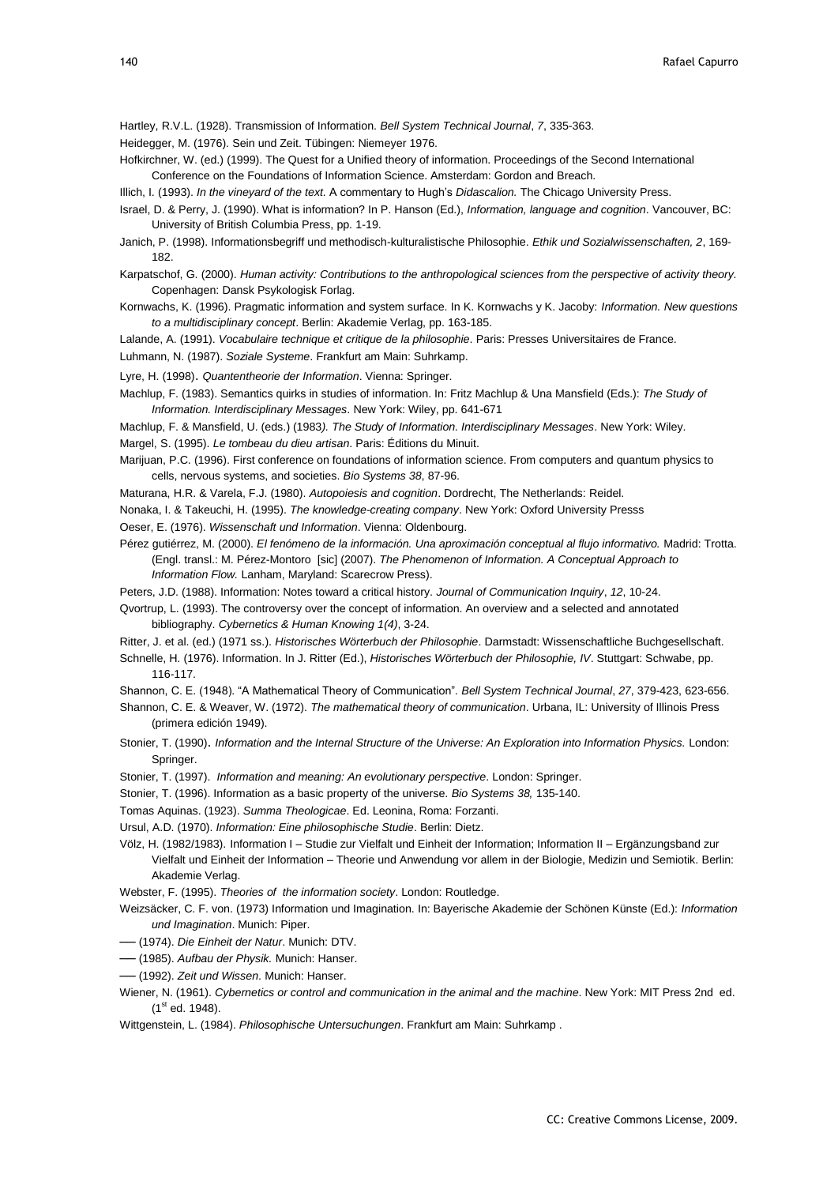Hartley, R.V.L. (1928). Transmission of Information. *Bell System Technical Journal*, *7*, 335-363.

Heidegger, M. (1976). Sein und Zeit. Tübingen: Niemeyer 1976.

Hofkirchner, W. (ed.) (1999). The Quest for a Unified theory of information. Proceedings of the Second International Conference on the Foundations of Information Science. Amsterdam: Gordon and Breach.

Illich, I. (1993). *In the vineyard of the text.* A commentary to Hugh's *Didascalion.* The Chicago University Press.

Israel, D. & Perry, J. (1990). What is information? In P. Hanson (Ed.), *Information, language and cognition*. Vancouver, BC: University of British Columbia Press, pp. 1-19.

Janich, P. (1998). Informationsbegriff und methodisch-kulturalistische Philosophie. *Ethik und Sozialwissenschaften, 2*, 169-182.

Karpatschof, G. (2000). *Human activity: Contributions to the anthropological sciences from the perspective of activity theory.* Copenhagen: Dansk Psykologisk Forlag.

Kornwachs, K. (1996). Pragmatic information and system surface. In K. Kornwachs y K. Jacoby: *Information. New questions to a multidisciplinary concept*. Berlin: Akademie Verlag, pp. 163-185.

Lalande, A. (1991). *Vocabulaire technique et critique de la philosophie*. Paris: Presses Universitaires de France.

Luhmann, N. (1987). *Soziale Systeme*. Frankfurt am Main: Suhrkamp.

Lyre, H. (1998). *Quantentheorie der Information*. Vienna: Springer.

Machlup, F. (1983). Semantics quirks in studies of information. In: Fritz Machlup & Una Mansfield (Eds.): *The Study of Information. Interdisciplinary Messages*. New York: Wiley, pp. 641-671

Machlup, F. & Mansfield, U. (eds.) (1983*). The Study of Information. Interdisciplinary Messages*. New York: Wiley.

Margel, S. (1995). *Le tombeau du dieu artisan*. Paris: Éditions du Minuit.

Marijuan, P.C. (1996). First conference on foundations of information science. From computers and quantum physics to cells, nervous systems, and societies. *Bio Systems 38*, 87-96.

Maturana, H.R. & Varela, F.J. (1980). *Autopoiesis and cognition*. Dordrecht, The Netherlands: Reidel.

Nonaka, I. & Takeuchi, H. (1995). *The knowledge-creating company*. New York: Oxford University Presss

Oeser, E. (1976). *Wissenschaft und Information*. Vienna: Oldenbourg.

Pérez gutiérrez, M. (2000). *El fenómeno de la información. Una aproximación conceptual al flujo informativo.* Madrid: Trotta. (Engl. transl.: M. Pérez-Montoro [sic] (2007). *The Phenomenon of Information. A Conceptual Approach to Information Flow.* Lanham, Maryland: Scarecrow Press).

Peters, J.D. (1988). Information: Notes toward a critical history. *Journal of Communication Inquiry*, *12*, 10-24.

Qvortrup, L. (1993). The controversy over the concept of information. An overview and a selected and annotated bibliography. *Cybernetics & Human Knowing 1(4)*, 3-24.

Ritter, J. et al. (ed.) (1971 ss.). *Historisches Wörterbuch der Philosophie*. Darmstadt: Wissenschaftliche Buchgesellschaft.

Schnelle, H. (1976). Information. In J. Ritter (Ed.), *Historisches Wörterbuch der Philosophie, IV*. Stuttgart: Schwabe, pp. 116-117.

Shannon, C. E. (1948). "A Mathematical Theory of Communication". *Bell System Technical Journal*, *27*, 379-423, 623-656.

Shannon, C. E. & Weaver, W. (1972). *The mathematical theory of communication*. Urbana, IL: University of Illinois Press (primera edición 1949).

Stonier, T. (1990). *Information and the Internal Structure of the Universe: An Exploration into Information Physics.* London: Springer.

Stonier, T. (1997). *Information and meaning: An evolutionary perspective*. London: Springer.

Stonier, T. (1996). Information as a basic property of the universe. *Bio Systems 38,* 135-140.

Tomas Aquinas. (1923). *Summa Theologicae*. Ed. Leonina, Roma: Forzanti.

Ursul, A.D. (1970). *Information: Eine philosophische Studie*. Berlin: Dietz.

Völz, H. (1982/1983). Information I – Studie zur Vielfalt und Einheit der Information; Information II – Ergänzungsband zur Vielfalt und Einheit der Information – Theorie und Anwendung vor allem in der Biologie, Medizin und Semiotik. Berlin: Akademie Verlag.

Webster, F. (1995). *Theories of the information society*. London: Routledge.

Weizsäcker, C. F. von. (1973) Information und Imagination. In: Bayerische Akademie der Schönen Künste (Ed.): *Information und Imagination*. Munich: Piper.

—— (1974). *Die Einheit der Natur*. Munich: DTV.

—— (1985). *Aufbau der Physik.* Munich: Hanser.

—— (1992). *Zeit und Wissen*. Munich: Hanser.

Wiener, N. (1961). *Cybernetics or control and communication in the animal and the machine*. New York: MIT Press 2nd ed. (1st ed. 1948).

Wittgenstein, L. (1984). *Philosophische Untersuchungen*. Frankfurt am Main: Suhrkamp .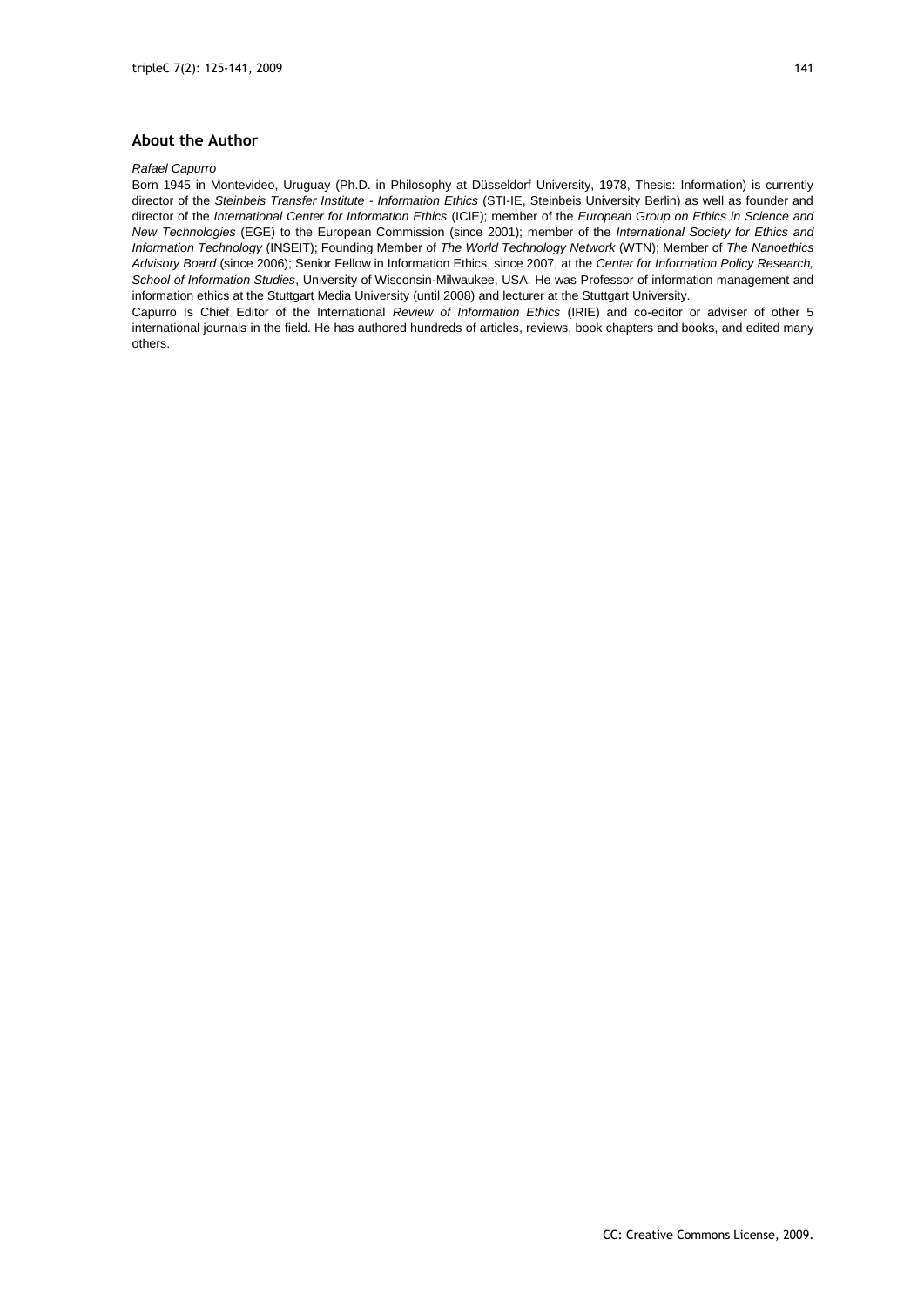## About the Author

*Rafael Capurro*

Born 1945 in Montevideo, Uruguay (Ph.D. in Philosophy at Düsseldorf University, 1978, Thesis: Information) is currently director of the *Steinbeis Transfer Institute - Information Ethics* (STI-IE, Steinbeis University Berlin) as well as founder and director of the *International Center for Information Ethics* (ICIE); member of the *European Group on Ethics in Science and New Technologies* (EGE) to the European Commission (since 2001); member of the *International Society for Ethics and Information Technology* (INSEIT); Founding Member of *The World Technology Network* (WTN); Member of *The Nanoethics Advisory Board* (since 2006); Senior Fellow in Information Ethics, since 2007, at the *Center for Information Policy Research, School of Information Studies*, University of Wisconsin-Milwaukee, USA. He was Professor of information management and information ethics at the Stuttgart Media University (until 2008) and lecturer at the Stuttgart University.

Capurro Is Chief Editor of the International *Review of Information Ethics* (IRIE) and co-editor or adviser of other 5 international journals in the field. He has authored hundreds of articles, reviews, book chapters and books, and edited many others.

CC: Creative Commons License, 2009.